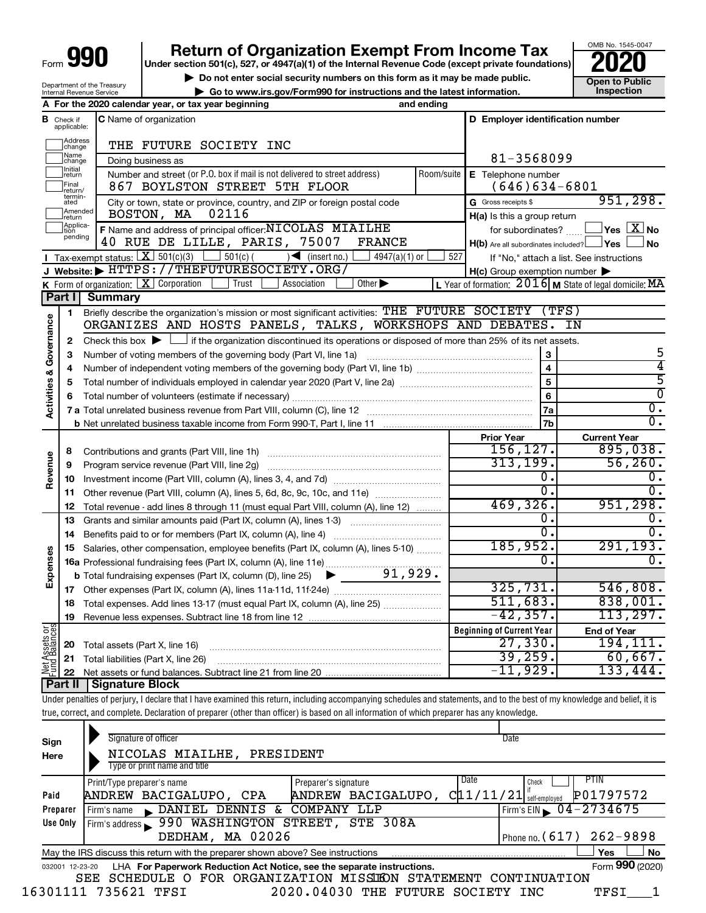Form **990**

# Return of Organization Exempt From Income Tax

**Under section 501(c), 527, or 4947(a)(1) of the Internal Revenue Code (except private foundations)**

▶ Do not enter social security numbers on this form as it may be made public.

▶ Go to www.irs.gov/Form990 for instructions and the latest information.

OMB No. 1545-0047

**2020**

**Open to Public Inspection**

Department of the Treasury
Internal Revenue Service

**A** For the 2020 calendar year, or tax year beginning and ending

**B** Check if applicable: Address change, Name change, Initial return, Final return/terminated, Amended return, Application pending

**C** Name of organization: THE FUTURE SOCIETY INC

Doing business as

Number and street (or P.O. box if mail is not delivered to street address) Room/suite: 867 BOYLSTON STREET 5TH FLOOR

City or town, state or province, country, and ZIP or foreign postal code: BOSTON, MA 02116

**D** Employer identification number: 81-3568099

**E** Telephone number: (646)634-6801

**G** Gross receipts $ 951,298.

**F** Name and address of principal officer: NICOLAS MIAILHE
40 RUE DE LILLE, PARIS, 75007 FRANCE

**H(a)** Is this a group return for subordinates? Yes [ ] No [X]

**H(b)** Are all subordinates included? Yes [ ] No [ ]
If "No," attach a list. See instructions

**H(c)** Group exemption number ▶

**I** Tax-exempt status: [X] 501(c)(3) [ ] 501(c) ( ) ◀ (insert no.) [ ] 4947(a)(1) or [ ] 527

**J** Website: ▶ HTTPS://THEFUTURESOCIETY.ORG/

**K** Form of organization: [X] Corporation [ ] Trust [ ] Association [ ] Other ▶

**L** Year of formation: 2016 **M** State of legal domicile: MA

## Part I Summary

**Activities & Governance**

1 Briefly describe the organization's mission or most significant activities: THE FUTURE SOCIETY (TFS) ORGANIZES AND HOSTS PANELS, TALKS, WORKSHOPS AND DEBATES. IN

2 Check this box ▶ [ ] if the organization discontinued its operations or disposed of more than 25% of its net assets.

| | | | |
|---|---|---|---|
| 3 | Number of voting members of the governing body (Part VI, line 1a) | 3 | 5 |
| 4 | Number of independent voting members of the governing body (Part VI, line 1b) | 4 | 4 |
| 5 | Total number of individuals employed in calendar year 2020 (Part V, line 2a) | 5 | 5 |
| 6 | Total number of volunteers (estimate if necessary) | 6 | 0 |
| 7a | Total unrelated business revenue from Part VIII, column (C), line 12 | 7a | 0. |
| b | Net unrelated business taxable income from Form 990-T, Part I, line 11 | 7b | 0. |

| | | | Prior Year | Current Year |
|---|---|---|---|---|
| **Revenue** | 8 | Contributions and grants (Part VIII, line 1h) | 156,127. | 895,038. |
| | 9 | Program service revenue (Part VIII, line 2g) | 313,199. | 56,260. |
| | 10 | Investment income (Part VIII, column (A), lines 3, 4, and 7d) | 0. | 0. |
| | 11 | Other revenue (Part VIII, column (A), lines 5, 6d, 8c, 9c, 10c, and 11e) | 0. | 0. |
| | 12 | Total revenue - add lines 8 through 11 (must equal Part VIII, column (A), line 12) | 469,326. | 951,298. |
| **Expenses** | 13 | Grants and similar amounts paid (Part IX, column (A), lines 1-3) | 0. | 0. |
| | 14 | Benefits paid to or for members (Part IX, column (A), line 4) | 0. | 0. |
| | 15 | Salaries, other compensation, employee benefits (Part IX, column (A), lines 5-10) | 185,952. | 291,193. |
| | 16a | Professional fundraising fees (Part IX, column (A), line 11e) | 0. | 0. |
| | b | Total fundraising expenses (Part IX, column (D), line 25) ▶ 91,929. | | |
| | 17 | Other expenses (Part IX, column (A), lines 11a-11d, 11f-24e) | 325,731. | 546,808. |
| | 18 | Total expenses. Add lines 13-17 (must equal Part IX, column (A), line 25) | 511,683. | 838,001. |
| | 19 | Revenue less expenses. Subtract line 18 from line 12 | -42,357. | 113,297. |

| | | | Beginning of Current Year | End of Year |
|---|---|---|---|---|
| **Net Assets or Fund Balances** | 20 | Total assets (Part X, line 16) | 27,330. | 194,111. |
| | 21 | Total liabilities (Part X, line 26) | 39,259. | 60,667. |
| | 22 | Net assets or fund balances. Subtract line 21 from line 20 | -11,929. | 133,444. |

## Part II Signature Block

Under penalties of perjury, I declare that I have examined this return, including accompanying schedules and statements, and to the best of my knowledge and belief, it is true, correct, and complete. Declaration of preparer (other than officer) is based on all information of which preparer has any knowledge.

**Sign Here**

Signature of officer | Date

NICOLAS MIAILHE, PRESIDENT
Type or print name and title

**Paid Preparer Use Only**

| Print/Type preparer's name | Preparer's signature | Date | Check if self-employed | PTIN |
|---|---|---|---|---|
| ANDREW BACIGALUPO, CPA | ANDREW BACIGALUPO, C | 11/11/21 | | P01797572 |

Firm's name ▶ DANIEL DENNIS & COMPANY LLP — Firm's EIN ▶ 04-2734675

Firm's address ▶ 990 WASHINGTON STREET, STE 308A, DEDHAM, MA 02026 — Phone no. (617) 262-9898

May the IRS discuss this return with the preparer shown above? See instructions [ ] Yes [ ] No

032001 12-23-20 LHA For Paperwork Reduction Act Notice, see the separate instructions. Form **990** (2020)

SEE SCHEDULE O FOR ORGANIZATION MISSION STATEMENT CONTINUATION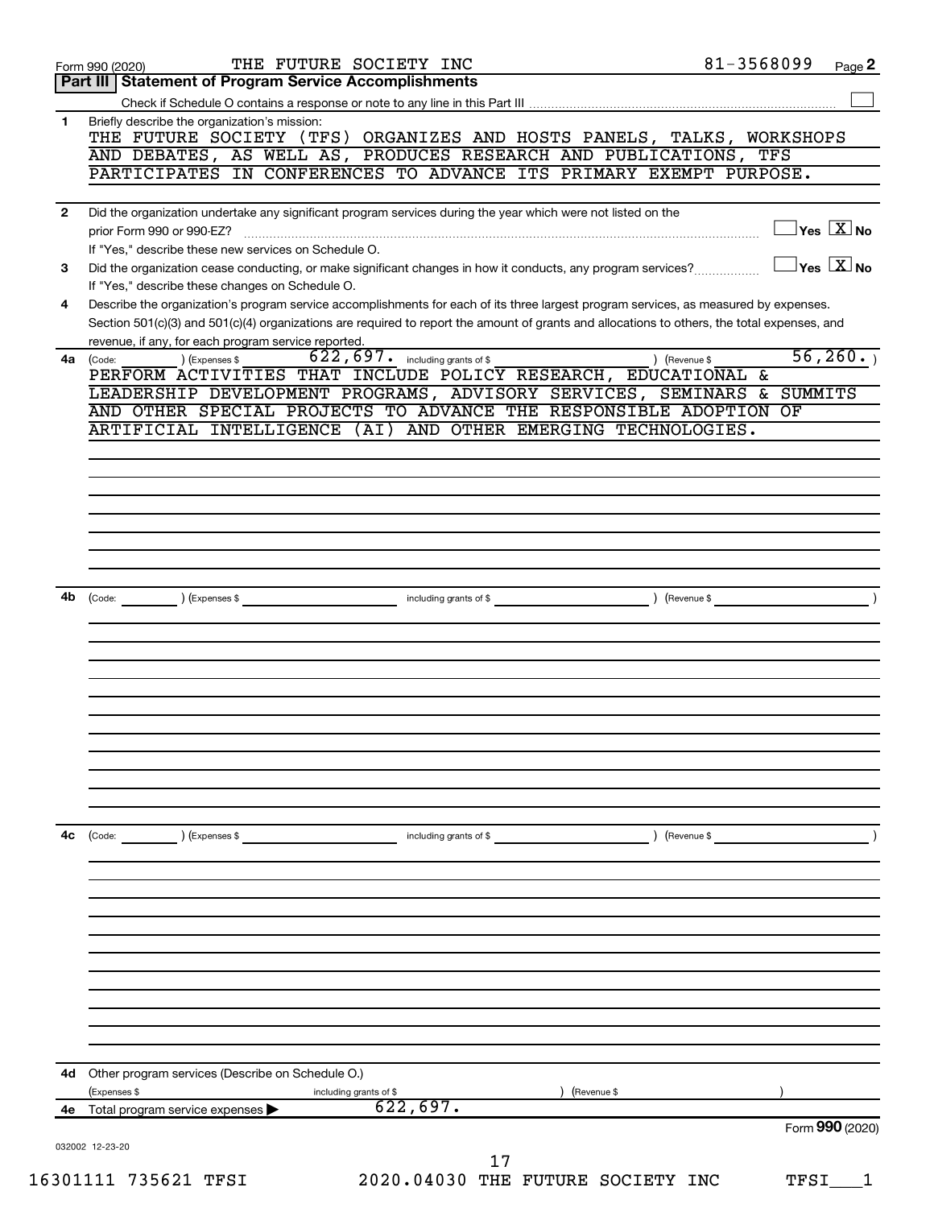Form 990 (2020) THE FUTURE SOCIETY INC 81-3568099

## Part III Statement of Program Service Accomplishments

Check if Schedule O contains a response or note to any line in this Part III [ ]

**1** Briefly describe the organization's mission:

THE FUTURE SOCIETY (TFS) ORGANIZES AND HOSTS PANELS, TALKS, WORKSHOPS AND DEBATES, AS WELL AS, PRODUCES RESEARCH AND PUBLICATIONS, TFS PARTICIPATES IN CONFERENCES TO ADVANCE ITS PRIMARY EXEMPT PURPOSE.

**2** Did the organization undertake any significant program services during the year which were not listed on the prior Form 990 or 990-EZ? [ ] Yes [X] No

If "Yes," describe these new services on Schedule O.

**3** Did the organization cease conducting, or make significant changes in how it conducts, any program services? [ ] Yes [X] No

If "Yes," describe these changes on Schedule O.

**4** Describe the organization's program service accomplishments for each of its three largest program services, as measured by expenses. Section 501(c)(3) and 501(c)(4) organizations are required to report the amount of grants and allocations to others, the total expenses, and revenue, if any, for each program service reported.

**4a** (Code: ) (Expenses $ 622,697. including grants of $ ) (Revenue $ 56,260. )

PERFORM ACTIVITIES THAT INCLUDE POLICY RESEARCH, EDUCATIONAL & LEADERSHIP DEVELOPMENT PROGRAMS, ADVISORY SERVICES, SEMINARS & SUMMITS AND OTHER SPECIAL PROJECTS TO ADVANCE THE RESPONSIBLE ADOPTION OF ARTIFICIAL INTELLIGENCE (AI) AND OTHER EMERGING TECHNOLOGIES.

**4b** (Code: ) (Expenses $ including grants of $ ) (Revenue $ )

**4c** (Code: ) (Expenses $ including grants of $ ) (Revenue $ )

**4d** Other program services (Describe on Schedule O.)

(Expenses $ including grants of $ ) (Revenue $ )

**4e** Total program service expenses ▶ 622,697.

Form **990** (2020)

032002 12-23-20

16301111 735621 TFSI 2020.04030 THE FUTURE SOCIETY INC TFSI___1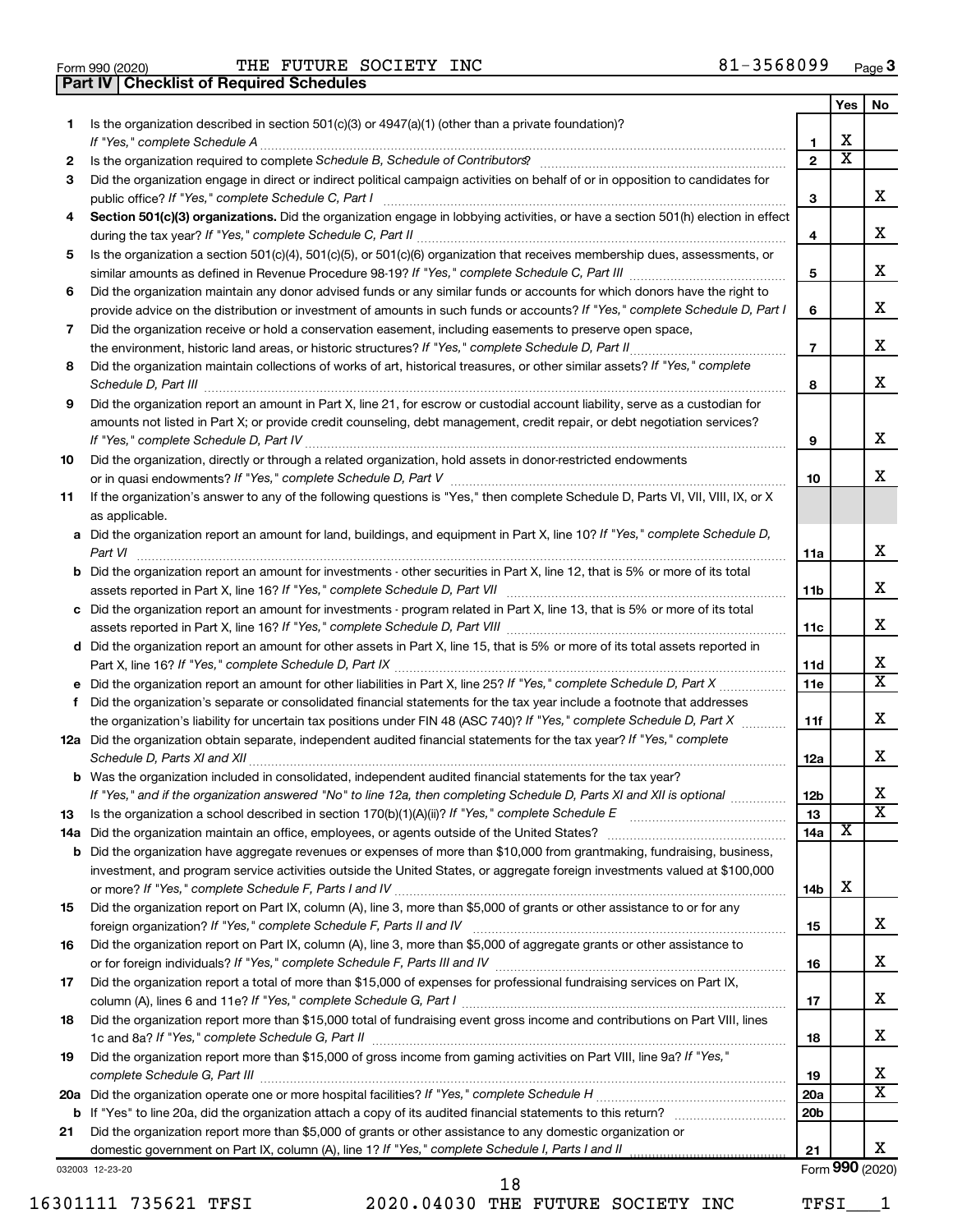Form 990 (2020) THE FUTURE SOCIETY INC 81-3568099 Page **3**

## Part IV | Checklist of Required Schedules

| | | | Yes | No |
|---|---|---|---|---|
| **1** | Is the organization described in section 501(c)(3) or 4947(a)(1) (other than a private foundation)? *If "Yes," complete Schedule A* | **1** | X | |
| **2** | Is the organization required to complete *Schedule B, Schedule of Contributors*? | **2** | X | |
| **3** | Did the organization engage in direct or indirect political campaign activities on behalf of or in opposition to candidates for public office? *If "Yes," complete Schedule C, Part I* | **3** | | X |
| **4** | **Section 501(c)(3) organizations.** Did the organization engage in lobbying activities, or have a section 501(h) election in effect during the tax year? *If "Yes," complete Schedule C, Part II* | **4** | | X |
| **5** | Is the organization a section 501(c)(4), 501(c)(5), or 501(c)(6) organization that receives membership dues, assessments, or similar amounts as defined in Revenue Procedure 98-19? *If "Yes," complete Schedule C, Part III* | **5** | | X |
| **6** | Did the organization maintain any donor advised funds or any similar funds or accounts for which donors have the right to provide advice on the distribution or investment of amounts in such funds or accounts? *If "Yes," complete Schedule D, Part I* | **6** | | X |
| **7** | Did the organization receive or hold a conservation easement, including easements to preserve open space, the environment, historic land areas, or historic structures? *If "Yes," complete Schedule D, Part II* | **7** | | X |
| **8** | Did the organization maintain collections of works of art, historical treasures, or other similar assets? *If "Yes," complete Schedule D, Part III* | **8** | | X |
| **9** | Did the organization report an amount in Part X, line 21, for escrow or custodial account liability, serve as a custodian for amounts not listed in Part X; or provide credit counseling, debt management, credit repair, or debt negotiation services? *If "Yes," complete Schedule D, Part IV* | **9** | | X |
| **10** | Did the organization, directly or through a related organization, hold assets in donor-restricted endowments or in quasi endowments? *If "Yes," complete Schedule D, Part V* | **10** | | X |
| **11** | If the organization's answer to any of the following questions is "Yes," then complete Schedule D, Parts VI, VII, VIII, IX, or X as applicable. | | | |
| **a** | Did the organization report an amount for land, buildings, and equipment in Part X, line 10? *If "Yes," complete Schedule D, Part VI* | **11a** | | X |
| **b** | Did the organization report an amount for investments - other securities in Part X, line 12, that is 5% or more of its total assets reported in Part X, line 16? *If "Yes," complete Schedule D, Part VII* | **11b** | | X |
| **c** | Did the organization report an amount for investments - program related in Part X, line 13, that is 5% or more of its total assets reported in Part X, line 16? *If "Yes," complete Schedule D, Part VIII* | **11c** | | X |
| **d** | Did the organization report an amount for other assets in Part X, line 15, that is 5% or more of its total assets reported in Part X, line 16? *If "Yes," complete Schedule D, Part IX* | **11d** | | X |
| **e** | Did the organization report an amount for other liabilities in Part X, line 25? *If "Yes," complete Schedule D, Part X* | **11e** | | X |
| **f** | Did the organization's separate or consolidated financial statements for the tax year include a footnote that addresses the organization's liability for uncertain tax positions under FIN 48 (ASC 740)? *If "Yes," complete Schedule D, Part X* | **11f** | | X |
| **12a** | Did the organization obtain separate, independent audited financial statements for the tax year? *If "Yes," complete Schedule D, Parts XI and XII* | **12a** | | X |
| **b** | Was the organization included in consolidated, independent audited financial statements for the tax year? *If "Yes," and if the organization answered "No" to line 12a, then completing Schedule D, Parts XI and XII is optional* | **12b** | | X |
| **13** | Is the organization a school described in section 170(b)(1)(A)(ii)? *If "Yes," complete Schedule E* | **13** | | X |
| **14a** | Did the organization maintain an office, employees, or agents outside of the United States? | **14a** | X | |
| **b** | Did the organization have aggregate revenues or expenses of more than $10,000 from grantmaking, fundraising, business, investment, and program service activities outside the United States, or aggregate foreign investments valued at $100,000 or more? *If "Yes," complete Schedule F, Parts I and IV* | **14b** | X | |
| **15** | Did the organization report on Part IX, column (A), line 3, more than $5,000 of grants or other assistance to or for any foreign organization? *If "Yes," complete Schedule F, Parts II and IV* | **15** | | X |
| **16** | Did the organization report on Part IX, column (A), line 3, more than $5,000 of aggregate grants or other assistance to or for foreign individuals? *If "Yes," complete Schedule F, Parts III and IV* | **16** | | X |
| **17** | Did the organization report a total of more than $15,000 of expenses for professional fundraising services on Part IX, column (A), lines 6 and 11e? *If "Yes," complete Schedule G, Part I* | **17** | | X |
| **18** | Did the organization report more than $15,000 total of fundraising event gross income and contributions on Part VIII, lines 1c and 8a? *If "Yes," complete Schedule G, Part II* | **18** | | X |
| **19** | Did the organization report more than $15,000 of gross income from gaming activities on Part VIII, line 9a? *If "Yes," complete Schedule G, Part III* | **19** | | X |
| **20a** | Did the organization operate one or more hospital facilities? *If "Yes," complete Schedule H* | **20a** | | X |
| **b** | If "Yes" to line 20a, did the organization attach a copy of its audited financial statements to this return? | **20b** | | |
| **21** | Did the organization report more than $5,000 of grants or other assistance to any domestic organization or domestic government on Part IX, column (A), line 1? *If "Yes," complete Schedule I, Parts I and II* | **21** | | X |

032003 12-23-20 Form **990** (2020)

16301111 735621 TFSI 2020.04030 THE FUTURE SOCIETY INC TFSI___1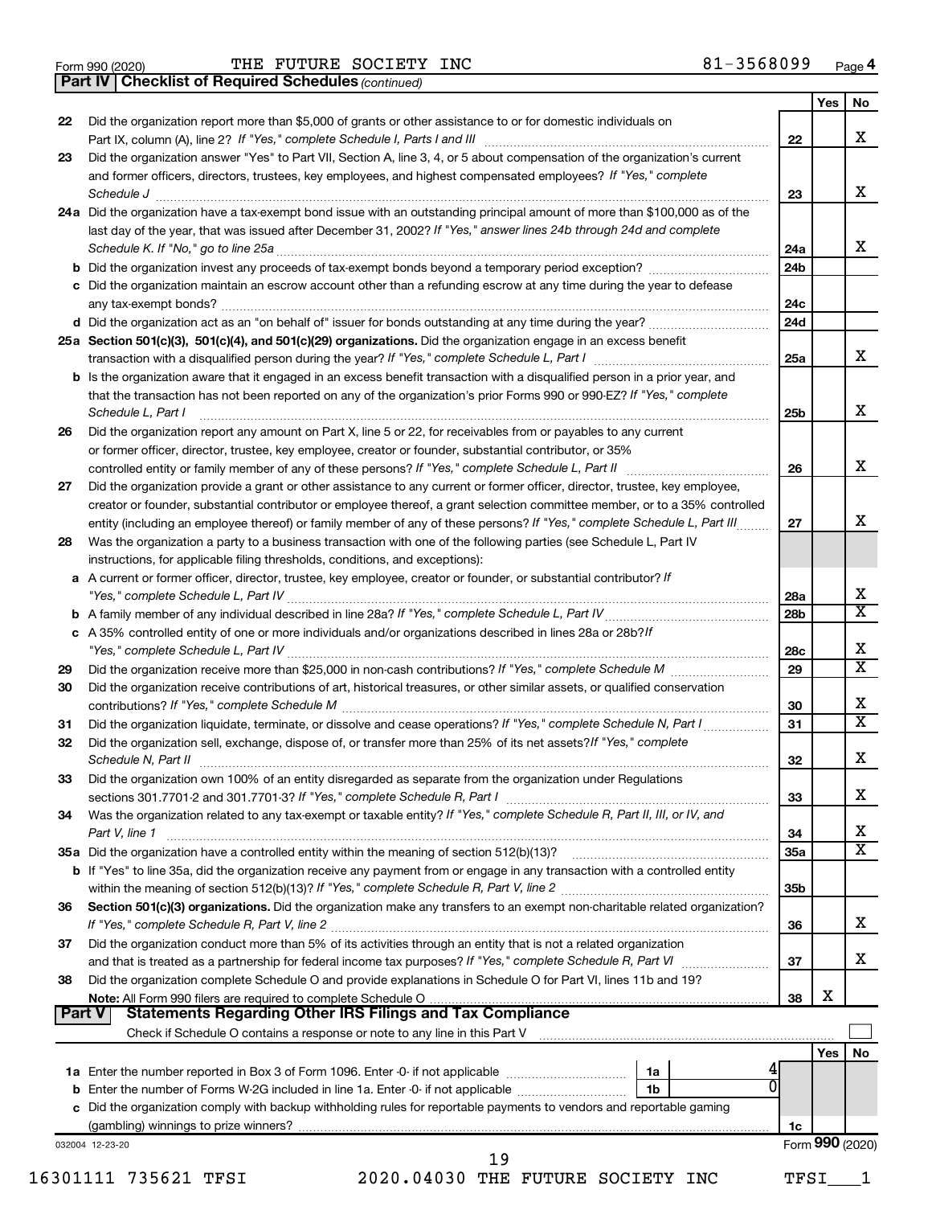Form 990 (2020) THE FUTURE SOCIETY INC 81-3568099 Page 4

**Part IV | Checklist of Required Schedules** *(continued)*

| | | | Yes | No |
|---|---|---|---|---|
| 22 | Did the organization report more than $5,000 of grants or other assistance to or for domestic individuals on Part IX, column (A), line 2? *If "Yes," complete Schedule I, Parts I and III* | 22 | | X |
| 23 | Did the organization answer "Yes" to Part VII, Section A, line 3, 4, or 5 about compensation of the organization's current and former officers, directors, trustees, key employees, and highest compensated employees? *If "Yes," complete Schedule J* | 23 | | X |
| 24a | Did the organization have a tax-exempt bond issue with an outstanding principal amount of more than $100,000 as of the last day of the year, that was issued after December 31, 2002? *If "Yes," answer lines 24b through 24d and complete Schedule K. If "No," go to line 25a* | 24a | | X |
| b | Did the organization invest any proceeds of tax-exempt bonds beyond a temporary period exception? | 24b | | |
| c | Did the organization maintain an escrow account other than a refunding escrow at any time during the year to defease any tax-exempt bonds? | 24c | | |
| d | Did the organization act as an "on behalf of" issuer for bonds outstanding at any time during the year? | 24d | | |
| 25a | **Section 501(c)(3), 501(c)(4), and 501(c)(29) organizations.** Did the organization engage in an excess benefit transaction with a disqualified person during the year? *If "Yes," complete Schedule L, Part I* | 25a | | X |
| b | Is the organization aware that it engaged in an excess benefit transaction with a disqualified person in a prior year, and that the transaction has not been reported on any of the organization's prior Forms 990 or 990-EZ? *If "Yes," complete Schedule L, Part I* | 25b | | X |
| 26 | Did the organization report any amount on Part X, line 5 or 22, for receivables from or payables to any current or former officer, director, trustee, key employee, creator or founder, substantial contributor, or 35% controlled entity or family member of any of these persons? *If "Yes," complete Schedule L, Part II* | 26 | | X |
| 27 | Did the organization provide a grant or other assistance to any current or former officer, director, trustee, key employee, creator or founder, substantial contributor or employee thereof, a grant selection committee member, or to a 35% controlled entity (including an employee thereof) or family member of any of these persons? *If "Yes," complete Schedule L, Part III* | 27 | | X |
| 28 | Was the organization a party to a business transaction with one of the following parties (see Schedule L, Part IV instructions, for applicable filing thresholds, conditions, and exceptions): | | | |
| a | A current or former officer, director, trustee, key employee, creator or founder, or substantial contributor? *If "Yes," complete Schedule L, Part IV* | 28a | | X |
| b | A family member of any individual described in line 28a? *If "Yes," complete Schedule L, Part IV* | 28b | | X |
| c | A 35% controlled entity of one or more individuals and/or organizations described in lines 28a or 28b? *If "Yes," complete Schedule L, Part IV* | 28c | | X |
| 29 | Did the organization receive more than $25,000 in non-cash contributions? *If "Yes," complete Schedule M* | 29 | | X |
| 30 | Did the organization receive contributions of art, historical treasures, or other similar assets, or qualified conservation contributions? *If "Yes," complete Schedule M* | 30 | | X |
| 31 | Did the organization liquidate, terminate, or dissolve and cease operations? *If "Yes," complete Schedule N, Part I* | 31 | | X |
| 32 | Did the organization sell, exchange, dispose of, or transfer more than 25% of its net assets? *If "Yes," complete Schedule N, Part II* | 32 | | X |
| 33 | Did the organization own 100% of an entity disregarded as separate from the organization under Regulations sections 301.7701-2 and 301.7701-3? *If "Yes," complete Schedule R, Part I* | 33 | | X |
| 34 | Was the organization related to any tax-exempt or taxable entity? *If "Yes," complete Schedule R, Part II, III, or IV, and Part V, line 1* | 34 | | X |
| 35a | Did the organization have a controlled entity within the meaning of section 512(b)(13)? | 35a | | X |
| b | If "Yes" to line 35a, did the organization receive any payment from or engage in any transaction with a controlled entity within the meaning of section 512(b)(13)? *If "Yes," complete Schedule R, Part V, line 2* | 35b | | |
| 36 | **Section 501(c)(3) organizations.** Did the organization make any transfers to an exempt non-charitable related organization? *If "Yes," complete Schedule R, Part V, line 2* | 36 | | X |
| 37 | Did the organization conduct more than 5% of its activities through an entity that is not a related organization and that is treated as a partnership for federal income tax purposes? *If "Yes," complete Schedule R, Part VI* | 37 | | X |
| 38 | Did the organization complete Schedule O and provide explanations in Schedule O for Part VI, lines 11b and 19? **Note:** All Form 990 filers are required to complete Schedule O | 38 | X | |

**Part V | Statements Regarding Other IRS Filings and Tax Compliance**

Check if Schedule O contains a response or note to any line in this Part V ☐

| | | | | | Yes | No |
|---|---|---|---|---|---|---|
| 1a | Enter the number reported in Box 3 of Form 1096. Enter -0- if not applicable | 1a | 4 | | | |
| b | Enter the number of Forms W-2G included in line 1a. Enter -0- if not applicable | 1b | 0 | | | |
| c | Did the organization comply with backup withholding rules for reportable payments to vendors and reportable gaming (gambling) winnings to prize winners? | | | 1c | | |

032004 12-23-20 Form **990** (2020)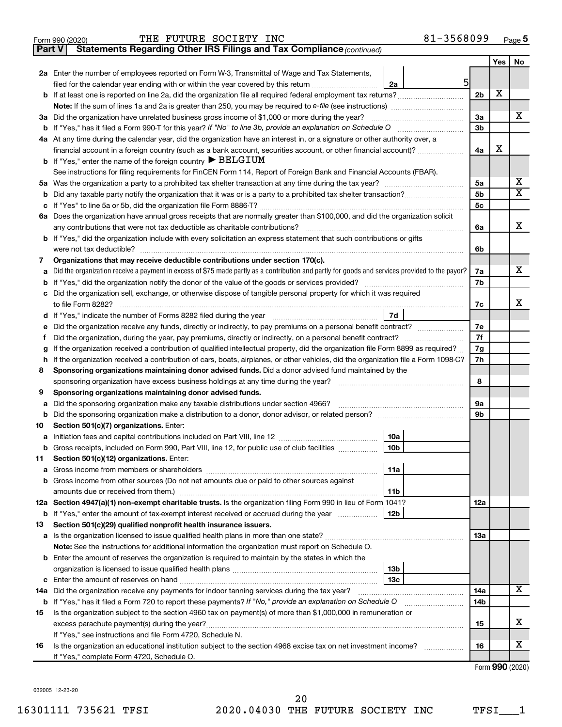Form 990 (2020) THE FUTURE SOCIETY INC 81-3568099 Page 5

**Part V Statements Regarding Other IRS Filings and Tax Compliance** *(continued)*

| | | | | Yes | No |
|---|---|---|---|---|---|
| **2a** | Enter the number of employees reported on Form W-3, Transmittal of Wage and Tax Statements, filed for the calendar year ending with or within the year covered by this return | 2a | 5 | | |
| **b** | If at least one is reported on line 2a, did the organization file all required federal employment tax returns? | | 2b | X | |
| | **Note:** If the sum of lines 1a and 2a is greater than 250, you may be required to *e-file* (see instructions) | | | | |
| **3a** | Did the organization have unrelated business gross income of $1,000 or more during the year? | | 3a | | X |
| **b** | If "Yes," has it filed a Form 990-T for this year? *If "No" to line 3b, provide an explanation on Schedule O* | | 3b | | |
| **4a** | At any time during the calendar year, did the organization have an interest in, or a signature or other authority over, a financial account in a foreign country (such as a bank account, securities account, or other financial account)? | | 4a | X | |
| **b** | If "Yes," enter the name of the foreign country ▶ BELGIUM | | | | |
| | See instructions for filing requirements for FinCEN Form 114, Report of Foreign Bank and Financial Accounts (FBAR). | | | | |
| **5a** | Was the organization a party to a prohibited tax shelter transaction at any time during the tax year? | | 5a | | X |
| **b** | Did any taxable party notify the organization that it was or is a party to a prohibited tax shelter transaction? | | 5b | | X |
| **c** | If "Yes" to line 5a or 5b, did the organization file Form 8886-T? | | 5c | | |
| **6a** | Does the organization have annual gross receipts that are normally greater than $100,000, and did the organization solicit any contributions that were not tax deductible as charitable contributions? | | 6a | | X |
| **b** | If "Yes," did the organization include with every solicitation an express statement that such contributions or gifts were not tax deductible? | | 6b | | |
| **7** | **Organizations that may receive deductible contributions under section 170(c).** | | | | |
| **a** | Did the organization receive a payment in excess of $75 made partly as a contribution and partly for goods and services provided to the payor? | | 7a | | X |
| **b** | If "Yes," did the organization notify the donor of the value of the goods or services provided? | | 7b | | |
| **c** | Did the organization sell, exchange, or otherwise dispose of tangible personal property for which it was required to file Form 8282? | | 7c | | X |
| **d** | If "Yes," indicate the number of Forms 8282 filed during the year | 7d | | | |
| **e** | Did the organization receive any funds, directly or indirectly, to pay premiums on a personal benefit contract? | | 7e | | |
| **f** | Did the organization, during the year, pay premiums, directly or indirectly, on a personal benefit contract? | | 7f | | |
| **g** | If the organization received a contribution of qualified intellectual property, did the organization file Form 8899 as required? | | 7g | | |
| **h** | If the organization received a contribution of cars, boats, airplanes, or other vehicles, did the organization file a Form 1098-C? | | 7h | | |
| **8** | **Sponsoring organizations maintaining donor advised funds.** Did a donor advised fund maintained by the sponsoring organization have excess business holdings at any time during the year? | | 8 | | |
| **9** | **Sponsoring organizations maintaining donor advised funds.** | | | | |
| **a** | Did the sponsoring organization make any taxable distributions under section 4966? | | 9a | | |
| **b** | Did the sponsoring organization make a distribution to a donor, donor advisor, or related person? | | 9b | | |
| **10** | **Section 501(c)(7) organizations.** Enter: | | | | |
| **a** | Initiation fees and capital contributions included on Part VIII, line 12 | 10a | | | |
| **b** | Gross receipts, included on Form 990, Part VIII, line 12, for public use of club facilities | 10b | | | |
| **11** | **Section 501(c)(12) organizations.** Enter: | | | | |
| **a** | Gross income from members or shareholders | 11a | | | |
| **b** | Gross income from other sources (Do not net amounts due or paid to other sources against amounts due or received from them.) | 11b | | | |
| **12a** | **Section 4947(a)(1) non-exempt charitable trusts.** Is the organization filing Form 990 in lieu of Form 1041? | | 12a | | |
| **b** | If "Yes," enter the amount of tax-exempt interest received or accrued during the year | 12b | | | |
| **13** | **Section 501(c)(29) qualified nonprofit health insurance issuers.** | | | | |
| **a** | Is the organization licensed to issue qualified health plans in more than one state? | | 13a | | |
| | **Note:** See the instructions for additional information the organization must report on Schedule O. | | | | |
| **b** | Enter the amount of reserves the organization is required to maintain by the states in which the organization is licensed to issue qualified health plans | 13b | | | |
| **c** | Enter the amount of reserves on hand | 13c | | | |
| **14a** | Did the organization receive any payments for indoor tanning services during the tax year? | | 14a | | X |
| **b** | If "Yes," has it filed a Form 720 to report these payments? *If "No," provide an explanation on Schedule O* | | 14b | | |
| **15** | Is the organization subject to the section 4960 tax on payment(s) of more than $1,000,000 in remuneration or excess parachute payment(s) during the year? | | 15 | | X |
| | If "Yes," see instructions and file Form 4720, Schedule N. | | | | |
| **16** | Is the organization an educational institution subject to the section 4968 excise tax on net investment income? | | 16 | | X |
| | If "Yes," complete Form 4720, Schedule O. | | | | |

Form **990** (2020)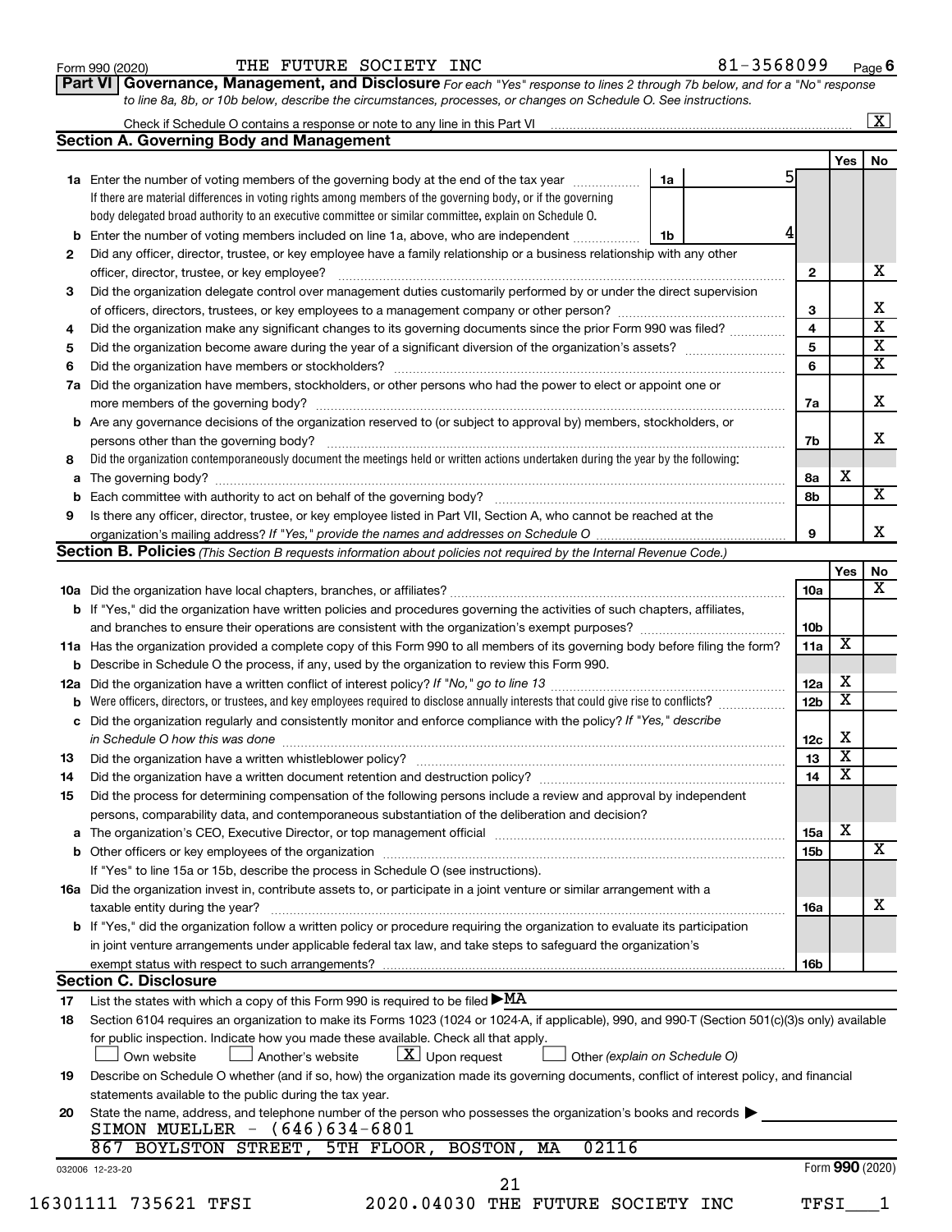Form 990 (2020) THE FUTURE SOCIETY INC 81-3568099 Page 6

**Part VI Governance, Management, and Disclosure** *For each "Yes" response to lines 2 through 7b below, and for a "No" response to line 8a, 8b, or 10b below, describe the circumstances, processes, or changes on Schedule O. See instructions.*

Check if Schedule O contains a response or note to any line in this Part VI ..... [X]

## Section A. Governing Body and Management

| | | | Yes | No |
|---|---|---|---|---|
| **1a** | Enter the number of voting members of the governing body at the end of the tax year ..... **1a** 5<br>If there are material differences in voting rights among members of the governing body, or if the governing body delegated broad authority to an executive committee or similar committee, explain on Schedule O. | | | |
| **b** | Enter the number of voting members included on line 1a, above, who are independent ..... **1b** 4 | | | |
| **2** | Did any officer, director, trustee, or key employee have a family relationship or a business relationship with any other officer, director, trustee, or key employee? | 2 | | X |
| **3** | Did the organization delegate control over management duties customarily performed by or under the direct supervision of officers, directors, trustees, or key employees to a management company or other person? | 3 | | X |
| **4** | Did the organization make any significant changes to its governing documents since the prior Form 990 was filed? | 4 | | X |
| **5** | Did the organization become aware during the year of a significant diversion of the organization's assets? | 5 | | X |
| **6** | Did the organization have members or stockholders? | 6 | | X |
| **7a** | Did the organization have members, stockholders, or other persons who had the power to elect or appoint one or more members of the governing body? | 7a | | X |
| **b** | Are any governance decisions of the organization reserved to (or subject to approval by) members, stockholders, or persons other than the governing body? | 7b | | X |
| **8** | Did the organization contemporaneously document the meetings held or written actions undertaken during the year by the following: | | | |
| **a** | The governing body? | 8a | X | |
| **b** | Each committee with authority to act on behalf of the governing body? | 8b | | X |
| **9** | Is there any officer, director, trustee, or key employee listed in Part VII, Section A, who cannot be reached at the organization's mailing address? *If "Yes," provide the names and addresses on Schedule O* | 9 | | X |

## Section B. Policies *(This Section B requests information about policies not required by the Internal Revenue Code.)*

| | | | Yes | No |
|---|---|---|---|---|
| **10a** | Did the organization have local chapters, branches, or affiliates? | 10a | | X |
| **b** | If "Yes," did the organization have written policies and procedures governing the activities of such chapters, affiliates, and branches to ensure their operations are consistent with the organization's exempt purposes? | 10b | | |
| **11a** | Has the organization provided a complete copy of this Form 990 to all members of its governing body before filing the form? | 11a | X | |
| **b** | Describe in Schedule O the process, if any, used by the organization to review this Form 990. | | | |
| **12a** | Did the organization have a written conflict of interest policy? *If "No," go to line 13* | 12a | X | |
| **b** | Were officers, directors, or trustees, and key employees required to disclose annually interests that could give rise to conflicts? | 12b | X | |
| **c** | Did the organization regularly and consistently monitor and enforce compliance with the policy? *If "Yes," describe in Schedule O how this was done* | 12c | X | |
| **13** | Did the organization have a written whistleblower policy? | 13 | X | |
| **14** | Did the organization have a written document retention and destruction policy? | 14 | X | |
| **15** | Did the process for determining compensation of the following persons include a review and approval by independent persons, comparability data, and contemporaneous substantiation of the deliberation and decision? | | | |
| **a** | The organization's CEO, Executive Director, or top management official | 15a | X | |
| **b** | Other officers or key employees of the organization | 15b | | X |
| | If "Yes" to line 15a or 15b, describe the process in Schedule O (see instructions). | | | |
| **16a** | Did the organization invest in, contribute assets to, or participate in a joint venture or similar arrangement with a taxable entity during the year? | 16a | | X |
| **b** | If "Yes," did the organization follow a written policy or procedure requiring the organization to evaluate its participation in joint venture arrangements under applicable federal tax law, and take steps to safeguard the organization's exempt status with respect to such arrangements? | 16b | | |

## Section C. Disclosure

**17** List the states with which a copy of this Form 990 is required to be filed ▶MA

**18** Section 6104 requires an organization to make its Forms 1023 (1024 or 1024-A, if applicable), 990, and 990-T (Section 501(c)(3)s only) available for public inspection. Indicate how you made these available. Check all that apply.

[ ] Own website [ ] Another's website [X] Upon request [ ] Other *(explain on Schedule O)*

**19** Describe on Schedule O whether (and if so, how) the organization made its governing documents, conflict of interest policy, and financial statements available to the public during the tax year.

**20** State the name, address, and telephone number of the person who possesses the organization's books and records ▶

SIMON MUELLER - (646)634-6801
867 BOYLSTON STREET, 5TH FLOOR, BOSTON, MA 02116

032006 12-23-20 Form **990** (2020)

16301111 735621 TFSI 2020.04030 THE FUTURE SOCIETY INC TFSI___1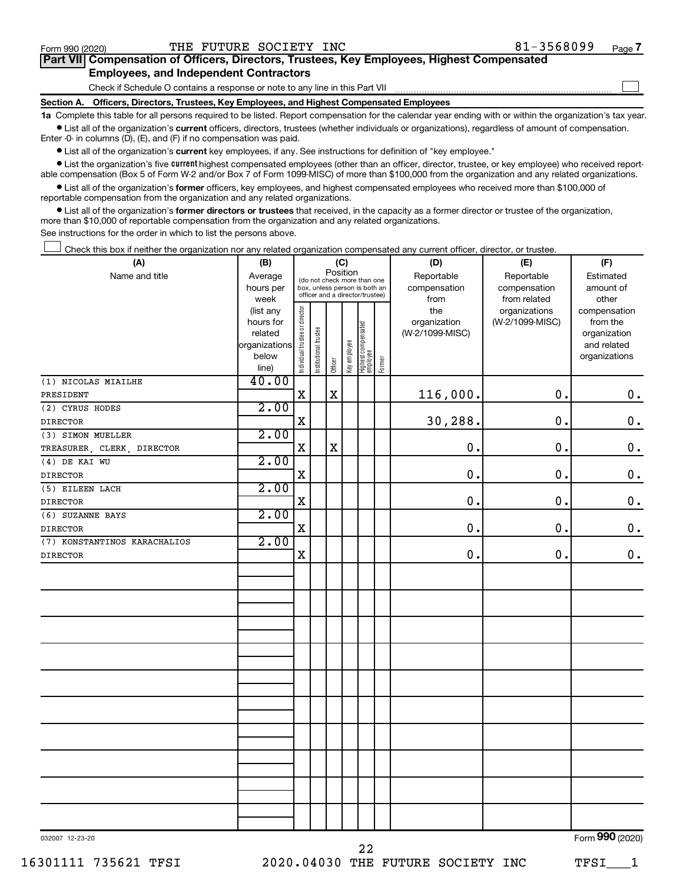Form 990 (2020) THE FUTURE SOCIETY INC 81-3568099

## Part VII Compensation of Officers, Directors, Trustees, Key Employees, Highest Compensated Employees, and Independent Contractors

Check if Schedule O contains a response or note to any line in this Part VII ☐

### Section A. Officers, Directors, Trustees, Key Employees, and Highest Compensated Employees

**1a** Complete this table for all persons required to be listed. Report compensation for the calendar year ending with or within the organization's tax year.

- List all of the organization's **current** officers, directors, trustees (whether individuals or organizations), regardless of amount of compensation. Enter -0- in columns (D), (E), and (F) if no compensation was paid.
- List all of the organization's **current** key employees, if any. See instructions for definition of "key employee."
- List the organization's five **current** highest compensated employees (other than an officer, director, trustee, or key employee) who received reportable compensation (Box 5 of Form W-2 and/or Box 7 of Form 1099-MISC) of more than $100,000 from the organization and any related organizations.
- List all of the organization's **former** officers, key employees, and highest compensated employees who received more than $100,000 of reportable compensation from the organization and any related organizations.
- List all of the organization's **former directors or trustees** that received, in the capacity as a former director or trustee of the organization, more than $10,000 of reportable compensation from the organization and any related organizations.

See instructions for the order in which to list the persons above.

☐ Check this box if neither the organization nor any related organization compensated any current officer, director, or trustee.

| (A) Name and title | (B) Average hours per week (list any hours for related organizations below line) | (C) Position: Individual trustee or director | Institutional trustee | Officer | Key employee | Highest compensated employee | Former | (D) Reportable compensation from the organization (W-2/1099-MISC) | (E) Reportable compensation from related organizations (W-2/1099-MISC) | (F) Estimated amount of other compensation from the organization and related organizations |
|---|---|---|---|---|---|---|---|---|---|---|
| (1) NICOLAS MIAILHE<br>PRESIDENT | 40.00 | X | | X | | | | 116,000. | 0. | 0. |
| (2) CYRUS HODES<br>DIRECTOR | 2.00 | X | | | | | | 30,288. | 0. | 0. |
| (3) SIMON MUELLER<br>TREASURER, CLERK, DIRECTOR | 2.00 | X | | X | | | | 0. | 0. | 0. |
| (4) DE KAI WU<br>DIRECTOR | 2.00 | X | | | | | | 0. | 0. | 0. |
| (5) EILEEN LACH<br>DIRECTOR | 2.00 | X | | | | | | 0. | 0. | 0. |
| (6) SUZANNE BAYS<br>DIRECTOR | 2.00 | X | | | | | | 0. | 0. | 0. |
| (7) KONSTANTINOS KARACHALIOS<br>DIRECTOR | 2.00 | X | | | | | | 0. | 0. | 0. |

032007 12-23-20 Form 990 (2020)

16301111 735621 TFSI 2020.04030 THE FUTURE SOCIETY INC TFSI___1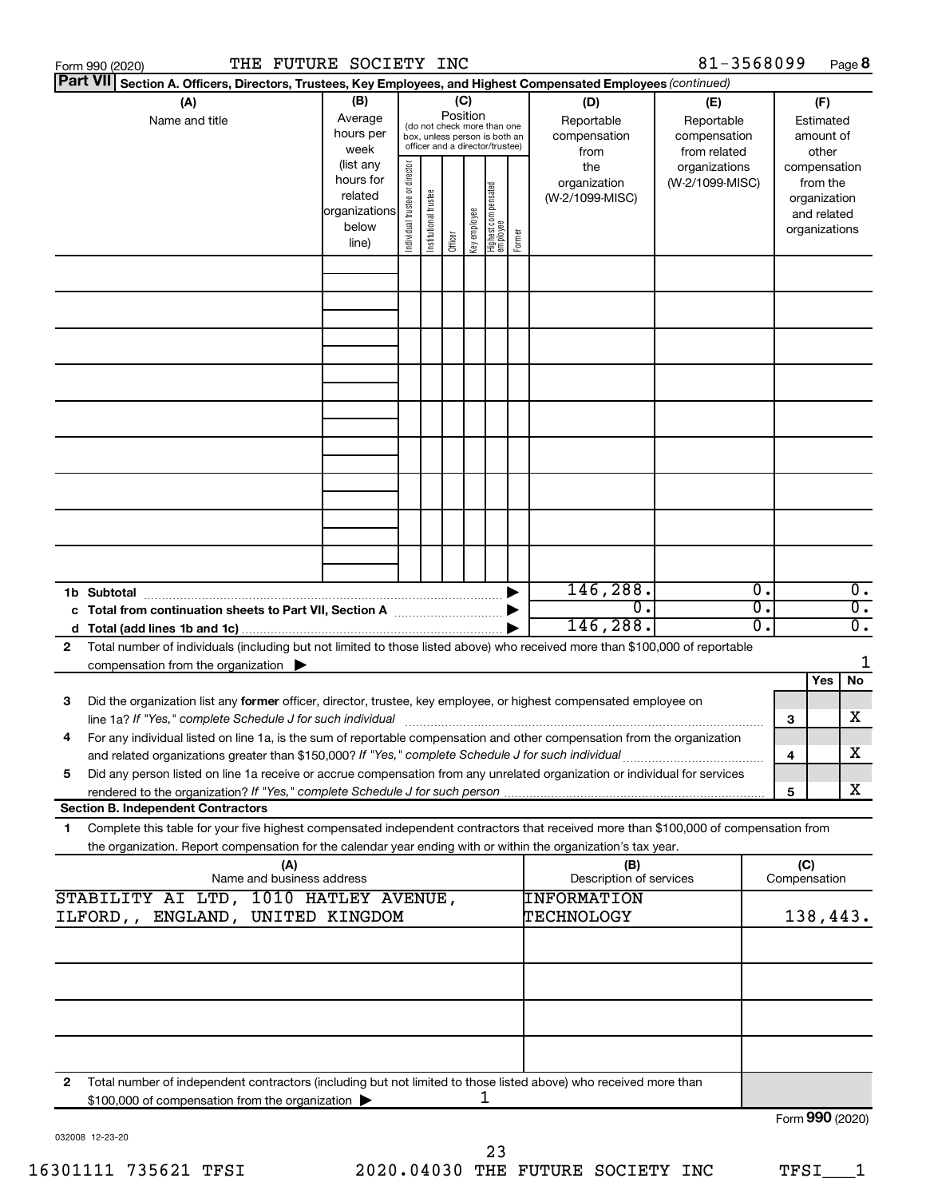Form 990 (2020) THE FUTURE SOCIETY INC 81-3568099

**Part VII Section A. Officers, Directors, Trustees, Key Employees, and Highest Compensated Employees** *(continued)*

| (A) Name and title | (B) Average hours per week (list any hours for related organizations below line) | (C) Position (do not check more than one box, unless person is both an officer and a director/trustee): Individual trustee or director | Institutional trustee | Officer | Key employee | Highest compensated employee | Former | (D) Reportable compensation from the organization (W-2/1099-MISC) | (E) Reportable compensation from related organizations (W-2/1099-MISC) | (F) Estimated amount of other compensation from the organization and related organizations |
|---|---|---|---|---|---|---|---|---|---|---|
| | | | | | | | | | | |
| | | | | | | | | | | |
| | | | | | | | | | | |
| | | | | | | | | | | |
| | | | | | | | | | | |
| | | | | | | | | | | |
| | | | | | | | | | | |
| | | | | | | | | | | |
| | | | | | | | | | | |
| **1b Subtotal** | | | | | | | | 146,288. | 0. | 0. |
| **c Total from continuation sheets to Part VII, Section A** | | | | | | | | 0. | 0. | 0. |
| **d Total (add lines 1b and 1c)** | | | | | | | | 146,288. | 0. | 0. |

**2** Total number of individuals (including but not limited to those listed above) who received more than $100,000 of reportable compensation from the organization ▶ 1

| | | Yes | No |
|---|---|---|---|
| **3** Did the organization list any **former** officer, director, trustee, key employee, or highest compensated employee on line 1a? *If "Yes," complete Schedule J for such individual* | 3 | | X |
| **4** For any individual listed on line 1a, is the sum of reportable compensation and other compensation from the organization and related organizations greater than $150,000? *If "Yes," complete Schedule J for such individual* | 4 | | X |
| **5** Did any person listed on line 1a receive or accrue compensation from any unrelated organization or individual for services rendered to the organization? *If "Yes," complete Schedule J for such person* | 5 | | X |

**Section B. Independent Contractors**

**1** Complete this table for your five highest compensated independent contractors that received more than $100,000 of compensation from the organization. Report compensation for the calendar year ending with or within the organization's tax year.

| (A) Name and business address | (B) Description of services | (C) Compensation |
|---|---|---|
| STABILITY AI LTD, 1010 HATLEY AVENUE, ILFORD,, ENGLAND, UNITED KINGDOM | INFORMATION TECHNOLOGY | 138,443. |
| | | |
| | | |
| | | |
| | | |

**2** Total number of independent contractors (including but not limited to those listed above) who received more than $100,000 of compensation from the organization ▶ 1

Form **990** (2020)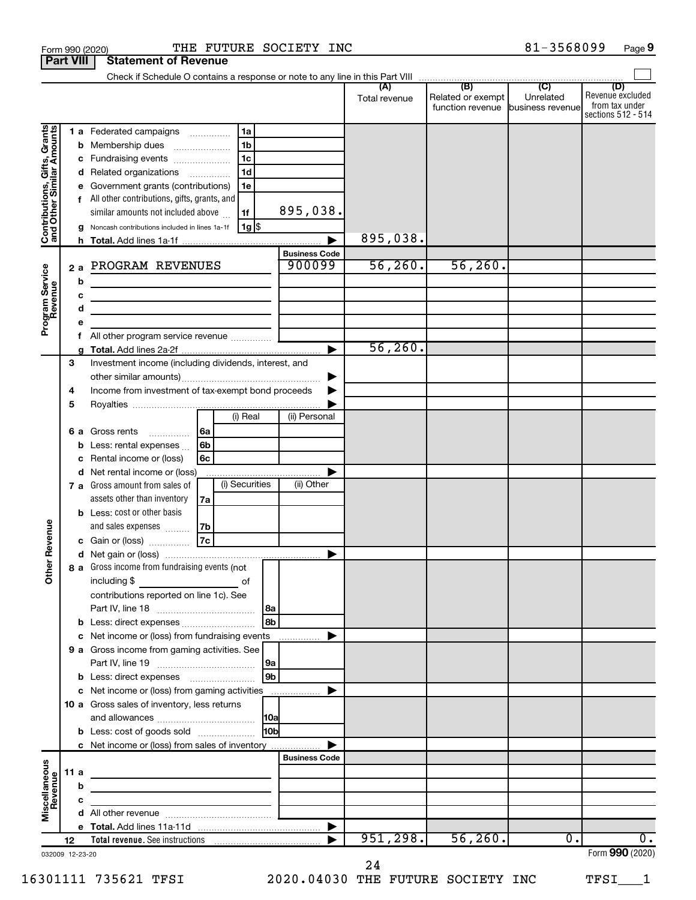Form 990 (2020) THE FUTURE SOCIETY INC 81-3568099

**Part VIII Statement of Revenue**

Check if Schedule O contains a response or note to any line in this Part VIII

| | | | | (A) Total revenue | (B) Related or exempt function revenue | (C) Unrelated business revenue | (D) Revenue excluded from tax under sections 512 - 514 |
|---|---|---|---|---|---|---|---|
| **Contributions, Gifts, Grants and Other Similar Amounts** | 1a Federated campaigns | 1a | | | | | |
| | b Membership dues | 1b | | | | | |
| | c Fundraising events | 1c | | | | | |
| | d Related organizations | 1d | | | | | |
| | e Government grants (contributions) | 1e | | | | | |
| | f All other contributions, gifts, grants, and similar amounts not included above | 1f | 895,038. | | | | |
| | g Noncash contributions included in lines 1a-1f | 1g $ | | | | | |
| | h Total. Add lines 1a-1f | | | 895,038. | | | |
| **Program Service Revenue** | | | Business Code | | | | |
| | 2a PROGRAM REVENUES | | 900099 | 56,260. | 56,260. | | |
| | b | | | | | | |
| | c | | | | | | |
| | d | | | | | | |
| | e | | | | | | |
| | f All other program service revenue | | | | | | |
| | g Total. Add lines 2a-2f | | | 56,260. | | | |
| **Other Revenue** | 3 Investment income (including dividends, interest, and other similar amounts) | | | | | | |
| | 4 Income from investment of tax-exempt bond proceeds | | | | | | |
| | 5 Royalties | | | | | | |
| | | | (i) Real / (ii) Personal | | | | |
| | 6a Gross rents | 6a | | | | | |
| | b Less: rental expenses | 6b | | | | | |
| | c Rental income or (loss) | 6c | | | | | |
| | d Net rental income or (loss) | | | | | | |
| | | | (i) Securities / (ii) Other | | | | |
| | 7a Gross amount from sales of assets other than inventory | 7a | | | | | |
| | b Less: cost or other basis and sales expenses | 7b | | | | | |
| | c Gain or (loss) | 7c | | | | | |
| | d Net gain or (loss) | | | | | | |
| | 8a Gross income from fundraising events (not including $ ____ of contributions reported on line 1c). See Part IV, line 18 | 8a | | | | | |
| | b Less: direct expenses | 8b | | | | | |
| | c Net income or (loss) from fundraising events | | | | | | |
| | 9a Gross income from gaming activities. See Part IV, line 19 | 9a | | | | | |
| | b Less: direct expenses | 9b | | | | | |
| | c Net income or (loss) from gaming activities | | | | | | |
| | 10a Gross sales of inventory, less returns and allowances | 10a | | | | | |
| | b Less: cost of goods sold | 10b | | | | | |
| | c Net income or (loss) from sales of inventory | | | | | | |
| **Miscellaneous Revenue** | | | Business Code | | | | |
| | 11a | | | | | | |
| | b | | | | | | |
| | c | | | | | | |
| | d All other revenue | | | | | | |
| | e Total. Add lines 11a-11d | | | | | | |
| | 12 Total revenue. See instructions | | | 951,298. | 56,260. | 0. | 0. |

032009 12-23-20

Form **990** (2020)

16301111 735621 TFSI 2020.04030 THE FUTURE SOCIETY INC TFSI___1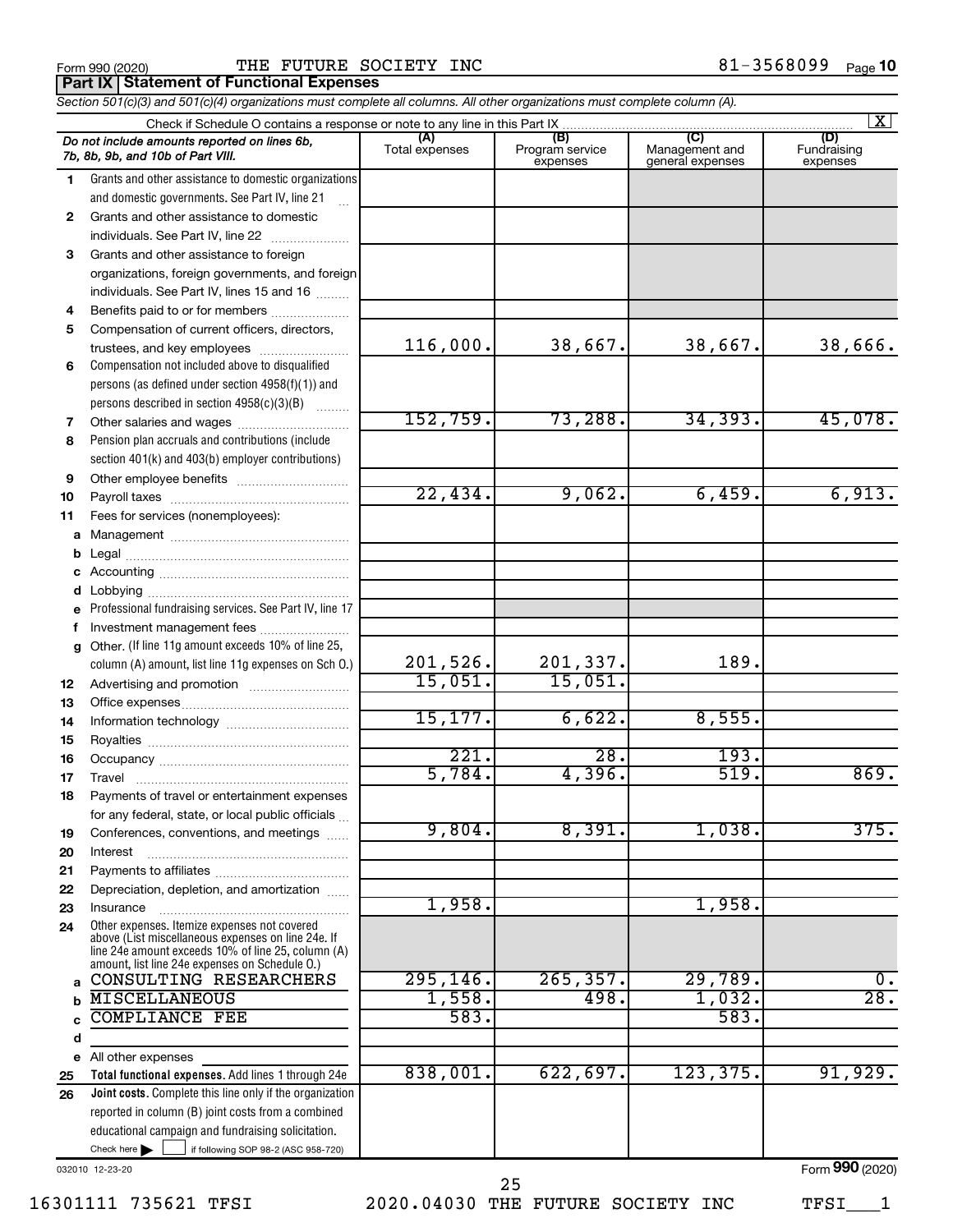Form 990 (2020) THE FUTURE SOCIETY INC 81-3568099 Page 10

**Part IX Statement of Functional Expenses**

*Section 501(c)(3) and 501(c)(4) organizations must complete all columns. All other organizations must complete column (A).*

Check if Schedule O contains a response or note to any line in this Part IX [X]

| *Do not include amounts reported on lines 6b, 7b, 8b, 9b, and 10b of Part VIII.* | (A) Total expenses | (B) Program service expenses | (C) Management and general expenses | (D) Fundraising expenses |
|---|---|---|---|---|
| 1 Grants and other assistance to domestic organizations and domestic governments. See Part IV, line 21 | | | | |
| 2 Grants and other assistance to domestic individuals. See Part IV, line 22 | | | | |
| 3 Grants and other assistance to foreign organizations, foreign governments, and foreign individuals. See Part IV, lines 15 and 16 | | | | |
| 4 Benefits paid to or for members | | | | |
| 5 Compensation of current officers, directors, trustees, and key employees | 116,000. | 38,667. | 38,667. | 38,666. |
| 6 Compensation not included above to disqualified persons (as defined under section 4958(f)(1)) and persons described in section 4958(c)(3)(B) | | | | |
| 7 Other salaries and wages | 152,759. | 73,288. | 34,393. | 45,078. |
| 8 Pension plan accruals and contributions (include section 401(k) and 403(b) employer contributions) | | | | |
| 9 Other employee benefits | | | | |
| 10 Payroll taxes | 22,434. | 9,062. | 6,459. | 6,913. |
| 11 Fees for services (nonemployees): | | | | |
| a Management | | | | |
| b Legal | | | | |
| c Accounting | | | | |
| d Lobbying | | | | |
| e Professional fundraising services. See Part IV, line 17 | | | | |
| f Investment management fees | | | | |
| g Other. (If line 11g amount exceeds 10% of line 25, column (A) amount, list line 11g expenses on Sch O.) | 201,526. | 201,337. | 189. | |
| 12 Advertising and promotion | 15,051. | 15,051. | | |
| 13 Office expenses | | | | |
| 14 Information technology | 15,177. | 6,622. | 8,555. | |
| 15 Royalties | | | | |
| 16 Occupancy | 221. | 28. | 193. | |
| 17 Travel | 5,784. | 4,396. | 519. | 869. |
| 18 Payments of travel or entertainment expenses for any federal, state, or local public officials | | | | |
| 19 Conferences, conventions, and meetings | 9,804. | 8,391. | 1,038. | 375. |
| 20 Interest | | | | |
| 21 Payments to affiliates | | | | |
| 22 Depreciation, depletion, and amortization | | | | |
| 23 Insurance | 1,958. | | 1,958. | |
| 24 Other expenses. Itemize expenses not covered above (List miscellaneous expenses on line 24e. If line 24e amount exceeds 10% of line 25, column (A) amount, list line 24e expenses on Schedule O.) | | | | |
| a CONSULTING RESEARCHERS | 295,146. | 265,357. | 29,789. | 0. |
| b MISCELLANEOUS | 1,558. | 498. | 1,032. | 28. |
| c COMPLIANCE FEE | 583. | | 583. | |
| d | | | | |
| e All other expenses | | | | |
| 25 **Total functional expenses.** Add lines 1 through 24e | 838,001. | 622,697. | 123,375. | 91,929. |
| 26 **Joint costs.** Complete this line only if the organization reported in column (B) joint costs from a combined educational campaign and fundraising solicitation. Check here [ ] if following SOP 98-2 (ASC 958-720) | | | | |

032010 12-23-20 Form **990** (2020)

16301111 735621 TFSI 2020.04030 THE FUTURE SOCIETY INC TFSI___1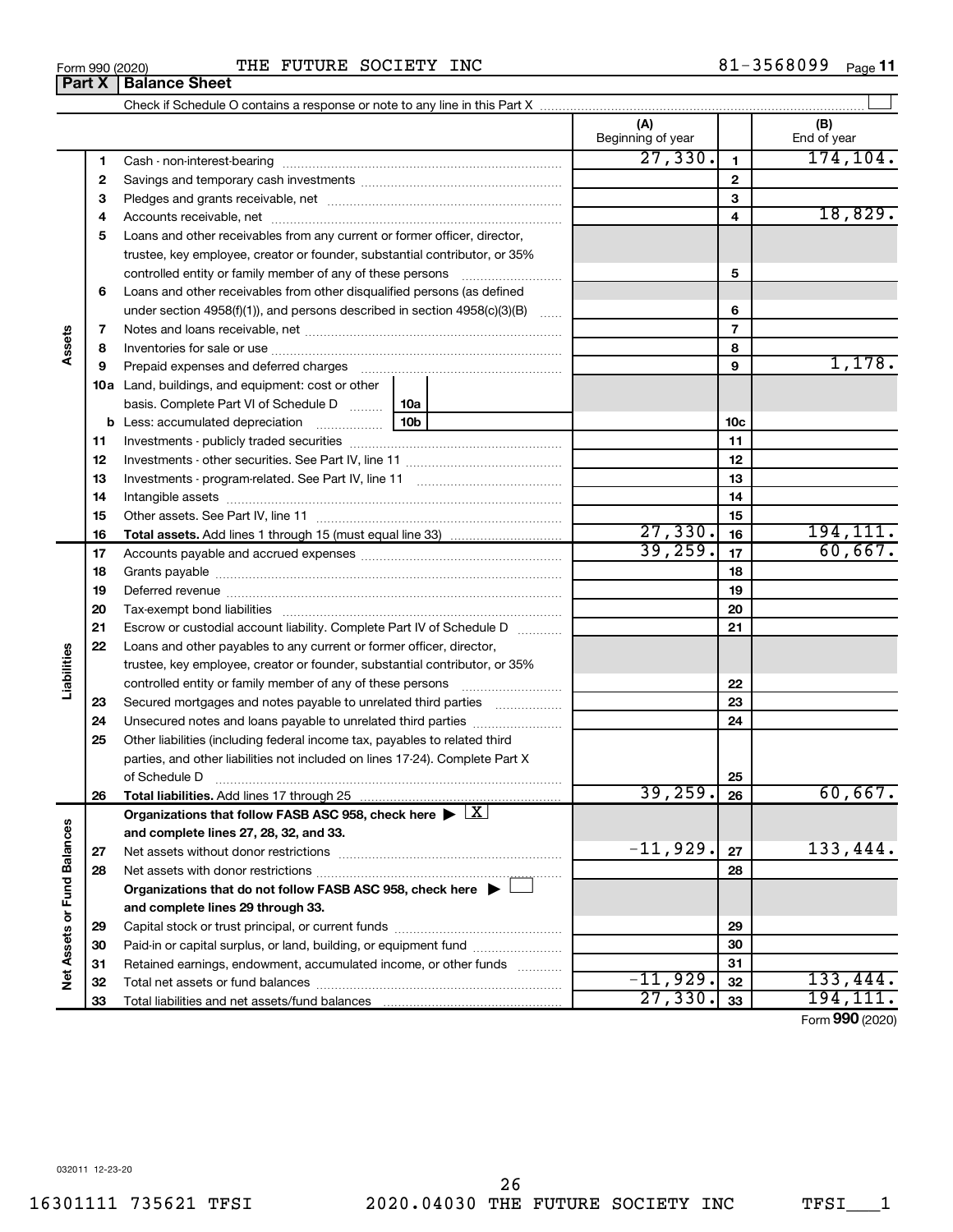Form 990 (2020) THE FUTURE SOCIETY INC 81-3568099

## Part X Balance Sheet

Check if Schedule O contains a response or note to any line in this Part X ☐

| Section | Line | Description | (A) Beginning of year | Line | (B) End of year |
|---|---|---|---|---|---|
| Assets | 1 | Cash - non-interest-bearing | 27,330. | 1 | 174,104. |
| | 2 | Savings and temporary cash investments | | 2 | |
| | 3 | Pledges and grants receivable, net | | 3 | |
| | 4 | Accounts receivable, net | | 4 | 18,829. |
| | 5 | Loans and other receivables from any current or former officer, director, trustee, key employee, creator or founder, substantial contributor, or 35% controlled entity or family member of any of these persons | | 5 | |
| | 6 | Loans and other receivables from other disqualified persons (as defined under section 4958(f)(1)), and persons described in section 4958(c)(3)(B) | | 6 | |
| | 7 | Notes and loans receivable, net | | 7 | |
| | 8 | Inventories for sale or use | | 8 | |
| | 9 | Prepaid expenses and deferred charges | | 9 | 1,178. |
| | 10a | Land, buildings, and equipment: cost or other basis. Complete Part VI of Schedule D (10a) | | | |
| | b | Less: accumulated depreciation (10b) | | 10c | |
| | 11 | Investments - publicly traded securities | | 11 | |
| | 12 | Investments - other securities. See Part IV, line 11 | | 12 | |
| | 13 | Investments - program-related. See Part IV, line 11 | | 13 | |
| | 14 | Intangible assets | | 14 | |
| | 15 | Other assets. See Part IV, line 11 | | 15 | |
| | 16 | **Total assets.** Add lines 1 through 15 (must equal line 33) | 27,330. | 16 | 194,111. |
| Liabilities | 17 | Accounts payable and accrued expenses | 39,259. | 17 | 60,667. |
| | 18 | Grants payable | | 18 | |
| | 19 | Deferred revenue | | 19 | |
| | 20 | Tax-exempt bond liabilities | | 20 | |
| | 21 | Escrow or custodial account liability. Complete Part IV of Schedule D | | 21 | |
| | 22 | Loans and other payables to any current or former officer, director, trustee, key employee, creator or founder, substantial contributor, or 35% controlled entity or family member of any of these persons | | 22 | |
| | 23 | Secured mortgages and notes payable to unrelated third parties | | 23 | |
| | 24 | Unsecured notes and loans payable to unrelated third parties | | 24 | |
| | 25 | Other liabilities (including federal income tax, payables to related third parties, and other liabilities not included on lines 17-24). Complete Part X of Schedule D | | 25 | |
| | 26 | **Total liabilities.** Add lines 17 through 25 | 39,259. | 26 | 60,667. |
| Net Assets or Fund Balances | | **Organizations that follow FASB ASC 958, check here ▶ ☒ and complete lines 27, 28, 32, and 33.** | | | |
| | 27 | Net assets without donor restrictions | -11,929. | 27 | 133,444. |
| | 28 | Net assets with donor restrictions | | 28 | |
| | | **Organizations that do not follow FASB ASC 958, check here ▶ ☐ and complete lines 29 through 33.** | | | |
| | 29 | Capital stock or trust principal, or current funds | | 29 | |
| | 30 | Paid-in or capital surplus, or land, building, or equipment fund | | 30 | |
| | 31 | Retained earnings, endowment, accumulated income, or other funds | | 31 | |
| | 32 | Total net assets or fund balances | -11,929. | 32 | 133,444. |
| | 33 | Total liabilities and net assets/fund balances | 27,330. | 33 | 194,111. |

Form **990** (2020)

032011 12-23-20

16301111 735621 TFSI 2020.04030 THE FUTURE SOCIETY INC TFSI___1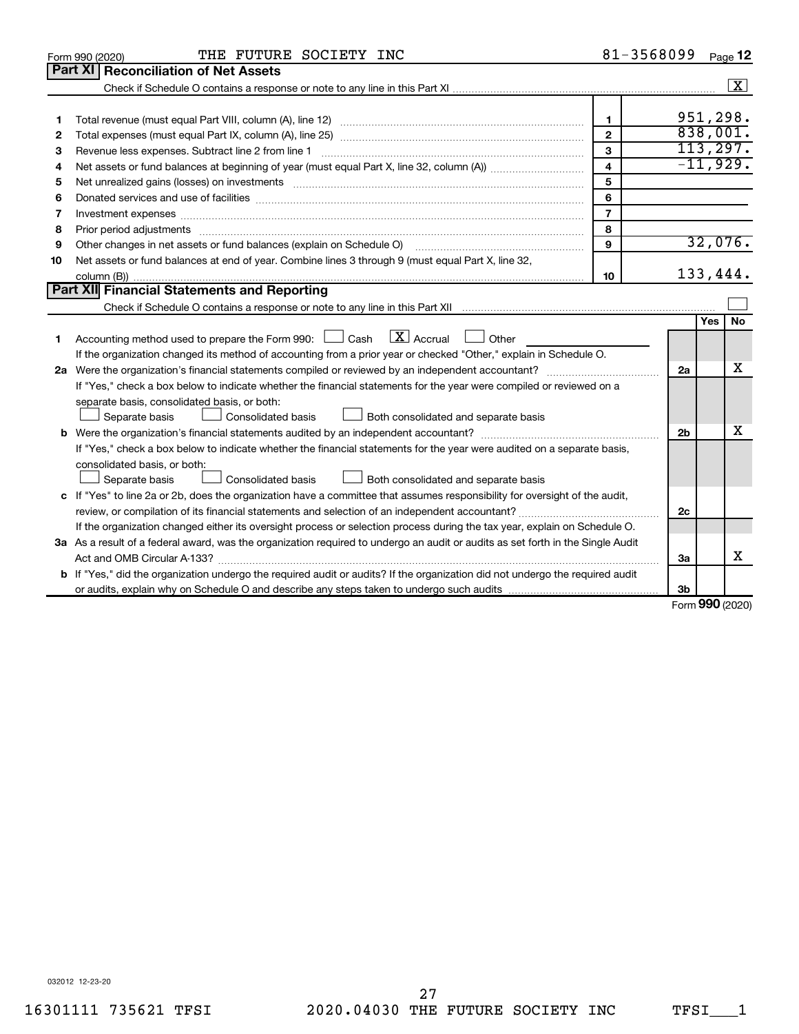Form 990 (2020) THE FUTURE SOCIETY INC 81-3568099 Page **12**

## Part XI Reconciliation of Net Assets

Check if Schedule O contains a response or note to any line in this Part XI ☒

| | | | |
|---|---|---|---|
| 1 | Total revenue (must equal Part VIII, column (A), line 12) | 1 | 951,298. |
| 2 | Total expenses (must equal Part IX, column (A), line 25) | 2 | 838,001. |
| 3 | Revenue less expenses. Subtract line 2 from line 1 | 3 | 113,297. |
| 4 | Net assets or fund balances at beginning of year (must equal Part X, line 32, column (A)) | 4 | -11,929. |
| 5 | Net unrealized gains (losses) on investments | 5 | |
| 6 | Donated services and use of facilities | 6 | |
| 7 | Investment expenses | 7 | |
| 8 | Prior period adjustments | 8 | |
| 9 | Other changes in net assets or fund balances (explain on Schedule O) | 9 | 32,076. |
| 10 | Net assets or fund balances at end of year. Combine lines 3 through 9 (must equal Part X, line 32, column (B)) | 10 | 133,444. |

## Part XII Financial Statements and Reporting

Check if Schedule O contains a response or note to any line in this Part XII ☐

| | | | Yes | No |
|---|---|---|---|---|
| 1 | Accounting method used to prepare the Form 990: ☐ Cash ☒ Accrual ☐ Other<br>If the organization changed its method of accounting from a prior year or checked "Other," explain in Schedule O. | | | |
| 2a | Were the organization's financial statements compiled or reviewed by an independent accountant?<br>If "Yes," check a box below to indicate whether the financial statements for the year were compiled or reviewed on a separate basis, consolidated basis, or both:<br>☐ Separate basis ☐ Consolidated basis ☐ Both consolidated and separate basis | 2a | | X |
| b | Were the organization's financial statements audited by an independent accountant?<br>If "Yes," check a box below to indicate whether the financial statements for the year were audited on a separate basis, consolidated basis, or both:<br>☐ Separate basis ☐ Consolidated basis ☐ Both consolidated and separate basis | 2b | | X |
| c | If "Yes" to line 2a or 2b, does the organization have a committee that assumes responsibility for oversight of the audit, review, or compilation of its financial statements and selection of an independent accountant?<br>If the organization changed either its oversight process or selection process during the tax year, explain on Schedule O. | 2c | | |
| 3a | As a result of a federal award, was the organization required to undergo an audit or audits as set forth in the Single Audit Act and OMB Circular A-133? | 3a | | X |
| b | If "Yes," did the organization undergo the required audit or audits? If the organization did not undergo the required audit or audits, explain why on Schedule O and describe any steps taken to undergo such audits | 3b | | |

Form **990** (2020)

032012 12-23-20

16301111 735621 TFSI 2020.04030 THE FUTURE SOCIETY INC TFSI___1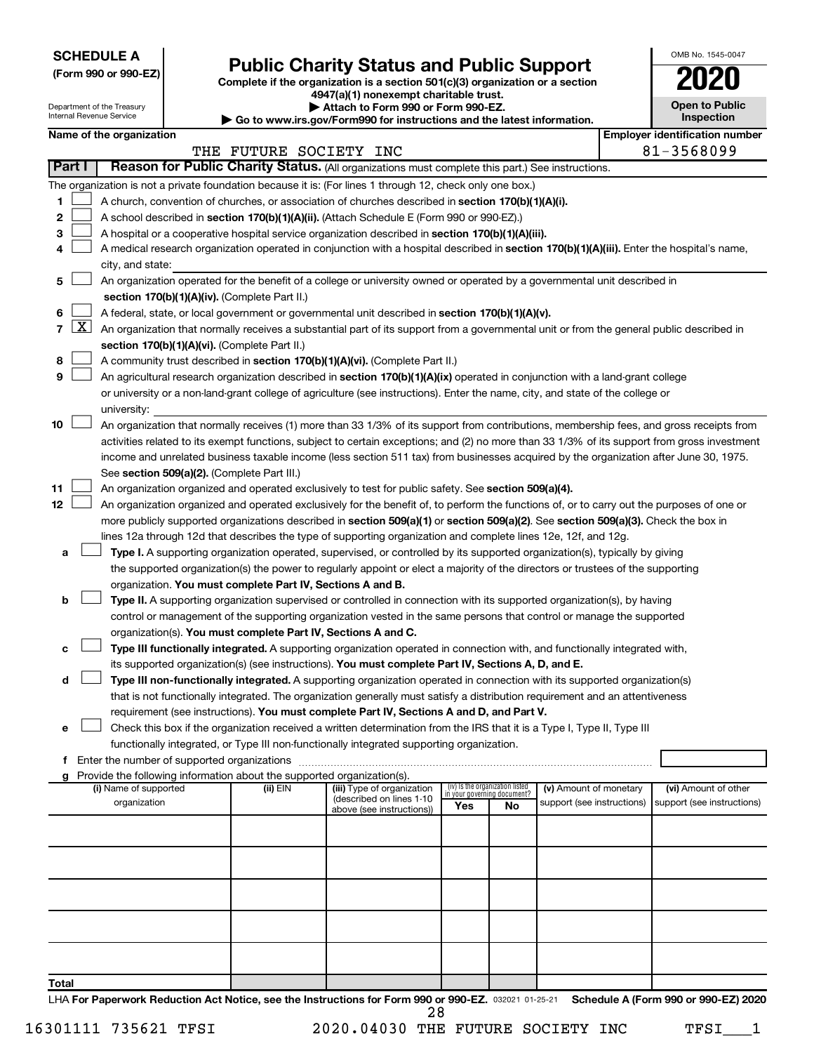**SCHEDULE A**
**(Form 990 or 990-EZ)**

Department of the Treasury
Internal Revenue Service

# Public Charity Status and Public Support

**Complete if the organization is a section 501(c)(3) organization or a section 4947(a)(1) nonexempt charitable trust.**
**▶ Attach to Form 990 or Form 990-EZ.**
**▶ Go to www.irs.gov/Form990 for instructions and the latest information.**

OMB No. 1545-0047
**2020**
**Open to Public Inspection**

**Name of the organization:** THE FUTURE SOCIETY INC
**Employer identification number:** 81-3568099

## Part I — Reason for Public Charity Status. (All organizations must complete this part.) See instructions.

The organization is not a private foundation because it is: (For lines 1 through 12, check only one box.)

1. [ ] A church, convention of churches, or association of churches described in **section 170(b)(1)(A)(i).**
2. [ ] A school described in **section 170(b)(1)(A)(ii).** (Attach Schedule E (Form 990 or 990-EZ).)
3. [ ] A hospital or a cooperative hospital service organization described in **section 170(b)(1)(A)(iii).**
4. [ ] A medical research organization operated in conjunction with a hospital described in **section 170(b)(1)(A)(iii).** Enter the hospital's name, city, and state:
5. [ ] An organization operated for the benefit of a college or university owned or operated by a governmental unit described in **section 170(b)(1)(A)(iv).** (Complete Part II.)
6. [ ] A federal, state, or local government or governmental unit described in **section 170(b)(1)(A)(v).**
7. [X] An organization that normally receives a substantial part of its support from a governmental unit or from the general public described in **section 170(b)(1)(A)(vi).** (Complete Part II.)
8. [ ] A community trust described in **section 170(b)(1)(A)(vi).** (Complete Part II.)
9. [ ] An agricultural research organization described in **section 170(b)(1)(A)(ix)** operated in conjunction with a land-grant college or university or a non-land-grant college of agriculture (see instructions). Enter the name, city, and state of the college or university:
10. [ ] An organization that normally receives (1) more than 33 1/3% of its support from contributions, membership fees, and gross receipts from activities related to its exempt functions, subject to certain exceptions; and (2) no more than 33 1/3% of its support from gross investment income and unrelated business taxable income (less section 511 tax) from businesses acquired by the organization after June 30, 1975. See **section 509(a)(2).** (Complete Part III.)
11. [ ] An organization organized and operated exclusively to test for public safety. See **section 509(a)(4).**
12. [ ] An organization organized and operated exclusively for the benefit of, to perform the functions of, or to carry out the purposes of one or more publicly supported organizations described in **section 509(a)(1)** or **section 509(a)(2).** See **section 509(a)(3).** Check the box in lines 12a through 12d that describes the type of supporting organization and complete lines 12e, 12f, and 12g.
   - **a** [ ] **Type I.** A supporting organization operated, supervised, or controlled by its supported organization(s), typically by giving the supported organization(s) the power to regularly appoint or elect a majority of the directors or trustees of the supporting organization. **You must complete Part IV, Sections A and B.**
   - **b** [ ] **Type II.** A supporting organization supervised or controlled in connection with its supported organization(s), by having control or management of the supporting organization vested in the same persons that control or manage the supported organization(s). **You must complete Part IV, Sections A and C.**
   - **c** [ ] **Type III functionally integrated.** A supporting organization operated in connection with, and functionally integrated with, its supported organization(s) (see instructions). **You must complete Part IV, Sections A, D, and E.**
   - **d** [ ] **Type III non-functionally integrated.** A supporting organization operated in connection with its supported organization(s) that is not functionally integrated. The organization generally must satisfy a distribution requirement and an attentiveness requirement (see instructions). **You must complete Part IV, Sections A and D, and Part V.**
   - **e** [ ] Check this box if the organization received a written determination from the IRS that it is a Type I, Type II, Type III functionally integrated, or Type III non-functionally integrated supporting organization.
   - **f** Enter the number of supported organizations
   - **g** Provide the following information about the supported organization(s).

| (i) Name of supported organization | (ii) EIN | (iii) Type of organization (described on lines 1-10 above (see instructions)) | (iv) Is the organization listed in your governing document? Yes | No | (v) Amount of monetary support (see instructions) | (vi) Amount of other support (see instructions) |
|---|---|---|---|---|---|---|
| | | | | | | |
| | | | | | | |
| | | | | | | |
| | | | | | | |
| | | | | | | |
| **Total** | | | | | | |

LHA **For Paperwork Reduction Act Notice, see the Instructions for Form 990 or 990-EZ.** 032021 01-25-21 **Schedule A (Form 990 or 990-EZ) 2020**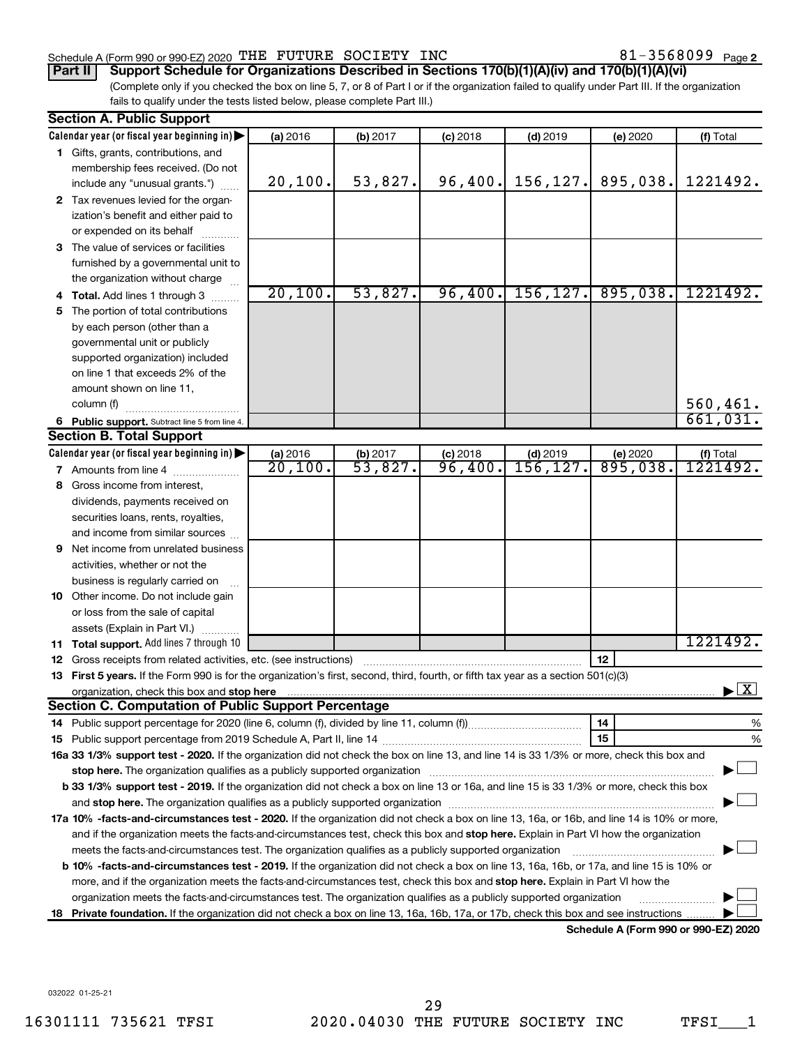Schedule A (Form 990 or 990-EZ) 2020 THE FUTURE SOCIETY INC 81-3568099 Page 2

**Part II Support Schedule for Organizations Described in Sections 170(b)(1)(A)(iv) and 170(b)(1)(A)(vi)**

(Complete only if you checked the box on line 5, 7, or 8 of Part I or if the organization failed to qualify under Part III. If the organization fails to qualify under the tests listed below, please complete Part III.)

## Section A. Public Support

| Calendar year (or fiscal year beginning in) ▶ | (a) 2016 | (b) 2017 | (c) 2018 | (d) 2019 | (e) 2020 | (f) Total |
|---|---|---|---|---|---|---|
| **1** Gifts, grants, contributions, and membership fees received. (Do not include any "unusual grants.") | 20,100. | 53,827. | 96,400. | 156,127. | 895,038. | 1221492. |
| **2** Tax revenues levied for the organization's benefit and either paid to or expended on its behalf | | | | | | |
| **3** The value of services or facilities furnished by a governmental unit to the organization without charge | | | | | | |
| **4 Total.** Add lines 1 through 3 | 20,100. | 53,827. | 96,400. | 156,127. | 895,038. | 1221492. |
| **5** The portion of total contributions by each person (other than a governmental unit or publicly supported organization) included on line 1 that exceeds 2% of the amount shown on line 11, column (f) | | | | | | 560,461. |
| **6 Public support.** Subtract line 5 from line 4. | | | | | | 661,031. |

## Section B. Total Support

| Calendar year (or fiscal year beginning in) ▶ | (a) 2016 | (b) 2017 | (c) 2018 | (d) 2019 | (e) 2020 | (f) Total |
|---|---|---|---|---|---|---|
| **7** Amounts from line 4 | 20,100. | 53,827. | 96,400. | 156,127. | 895,038. | 1221492. |
| **8** Gross income from interest, dividends, payments received on securities loans, rents, royalties, and income from similar sources | | | | | | |
| **9** Net income from unrelated business activities, whether or not the business is regularly carried on | | | | | | |
| **10** Other income. Do not include gain or loss from the sale of capital assets (Explain in Part VI.) | | | | | | |
| **11 Total support.** Add lines 7 through 10 | | | | | | 1221492. |

**12** Gross receipts from related activities, etc. (see instructions) | 12 |

**13 First 5 years.** If the Form 990 is for the organization's first, second, third, fourth, or fifth tax year as a section 501(c)(3) organization, check this box and **stop here** ▶ [X]

## Section C. Computation of Public Support Percentage

**14** Public support percentage for 2020 (line 6, column (f), divided by line 11, column (f)) | 14 | %

**15** Public support percentage from 2019 Schedule A, Part II, line 14 | 15 | %

**16a 33 1/3% support test - 2020.** If the organization did not check the box on line 13, and line 14 is 33 1/3% or more, check this box and **stop here.** The organization qualifies as a publicly supported organization ▶ [ ]

**b 33 1/3% support test - 2019.** If the organization did not check a box on line 13 or 16a, and line 15 is 33 1/3% or more, check this box and **stop here.** The organization qualifies as a publicly supported organization ▶ [ ]

**17a 10% -facts-and-circumstances test - 2020.** If the organization did not check a box on line 13, 16a, or 16b, and line 14 is 10% or more, and if the organization meets the facts-and-circumstances test, check this box and **stop here.** Explain in Part VI how the organization meets the facts-and-circumstances test. The organization qualifies as a publicly supported organization ▶ [ ]

**b 10% -facts-and-circumstances test - 2019.** If the organization did not check a box on line 13, 16a, 16b, or 17a, and line 15 is 10% or more, and if the organization meets the facts-and-circumstances test, check this box and **stop here.** Explain in Part VI how the organization meets the facts-and-circumstances test. The organization qualifies as a publicly supported organization ▶ [ ]

**18 Private foundation.** If the organization did not check a box on line 13, 16a, 16b, 17a, or 17b, check this box and see instructions ▶ [ ]

**Schedule A (Form 990 or 990-EZ) 2020**

032022 01-25-21

16301111 735621 TFSI 2020.04030 THE FUTURE SOCIETY INC TFSI___1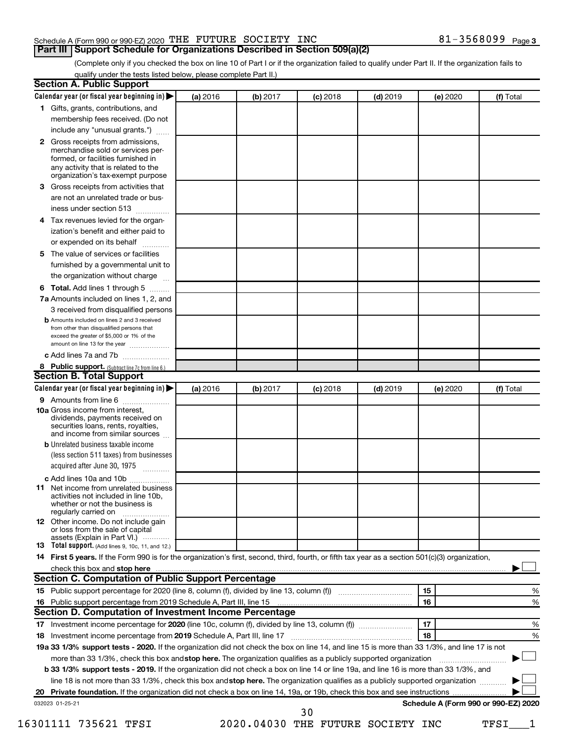Schedule A (Form 990 or 990-EZ) 2020 THE FUTURE SOCIETY INC 81-3568099 Page 3

## Part III Support Schedule for Organizations Described in Section 509(a)(2)

(Complete only if you checked the box on line 10 of Part I or if the organization failed to qualify under Part II. If the organization fails to qualify under the tests listed below, please complete Part II.)

### Section A. Public Support

| Calendar year (or fiscal year beginning in) ▶ | (a) 2016 | (b) 2017 | (c) 2018 | (d) 2019 | (e) 2020 | (f) Total |
|---|---|---|---|---|---|---|
| 1 Gifts, grants, contributions, and membership fees received. (Do not include any "unusual grants.") | | | | | | |
| 2 Gross receipts from admissions, merchandise sold or services performed, or facilities furnished in any activity that is related to the organization's tax-exempt purpose | | | | | | |
| 3 Gross receipts from activities that are not an unrelated trade or business under section 513 | | | | | | |
| 4 Tax revenues levied for the organization's benefit and either paid to or expended on its behalf | | | | | | |
| 5 The value of services or facilities furnished by a governmental unit to the organization without charge | | | | | | |
| 6 **Total.** Add lines 1 through 5 | | | | | | |
| 7a Amounts included on lines 1, 2, and 3 received from disqualified persons | | | | | | |
| b Amounts included on lines 2 and 3 received from other than disqualified persons that exceed the greater of $5,000 or 1% of the amount on line 13 for the year | | | | | | |
| c Add lines 7a and 7b | | | | | | |
| 8 **Public support.** (Subtract line 7c from line 6.) | | | | | | |

### Section B. Total Support

| Calendar year (or fiscal year beginning in) ▶ | (a) 2016 | (b) 2017 | (c) 2018 | (d) 2019 | (e) 2020 | (f) Total |
|---|---|---|---|---|---|---|
| 9 Amounts from line 6 | | | | | | |
| 10a Gross income from interest, dividends, payments received on securities loans, rents, royalties, and income from similar sources | | | | | | |
| b Unrelated business taxable income (less section 511 taxes) from businesses acquired after June 30, 1975 | | | | | | |
| c Add lines 10a and 10b | | | | | | |
| 11 Net income from unrelated business activities not included in line 10b, whether or not the business is regularly carried on | | | | | | |
| 12 Other income. Do not include gain or loss from the sale of capital assets (Explain in Part VI.) | | | | | | |
| 13 **Total support.** (Add lines 9, 10c, 11, and 12.) | | | | | | |

14 **First 5 years.** If the Form 990 is for the organization's first, second, third, fourth, or fifth tax year as a section 501(c)(3) organization, check this box and **stop here** ▶ ☐

### Section C. Computation of Public Support Percentage

| | | | |
|---|---|---|---|
| 15 | Public support percentage for 2020 (line 8, column (f), divided by line 13, column (f)) | 15 | % |
| 16 | Public support percentage from 2019 Schedule A, Part III, line 15 | 16 | % |

### Section D. Computation of Investment Income Percentage

| | | | |
|---|---|---|---|
| 17 | Investment income percentage for **2020** (line 10c, column (f), divided by line 13, column (f)) | 17 | % |
| 18 | Investment income percentage from **2019** Schedule A, Part III, line 17 | 18 | % |

19a **33 1/3% support tests - 2020.** If the organization did not check the box on line 14, and line 15 is more than 33 1/3%, and line 17 is not more than 33 1/3%, check this box and **stop here.** The organization qualifies as a publicly supported organization ▶ ☐

b **33 1/3% support tests - 2019.** If the organization did not check a box on line 14 or line 19a, and line 16 is more than 33 1/3%, and line 18 is not more than 33 1/3%, check this box and **stop here.** The organization qualifies as a publicly supported organization ▶ ☐

20 **Private foundation.** If the organization did not check a box on line 14, 19a, or 19b, check this box and see instructions ▶ ☐

032023 01-25-21 **Schedule A (Form 990 or 990-EZ) 2020**

16301111 735621 TFSI 2020.04030 THE FUTURE SOCIETY INC TFSI___1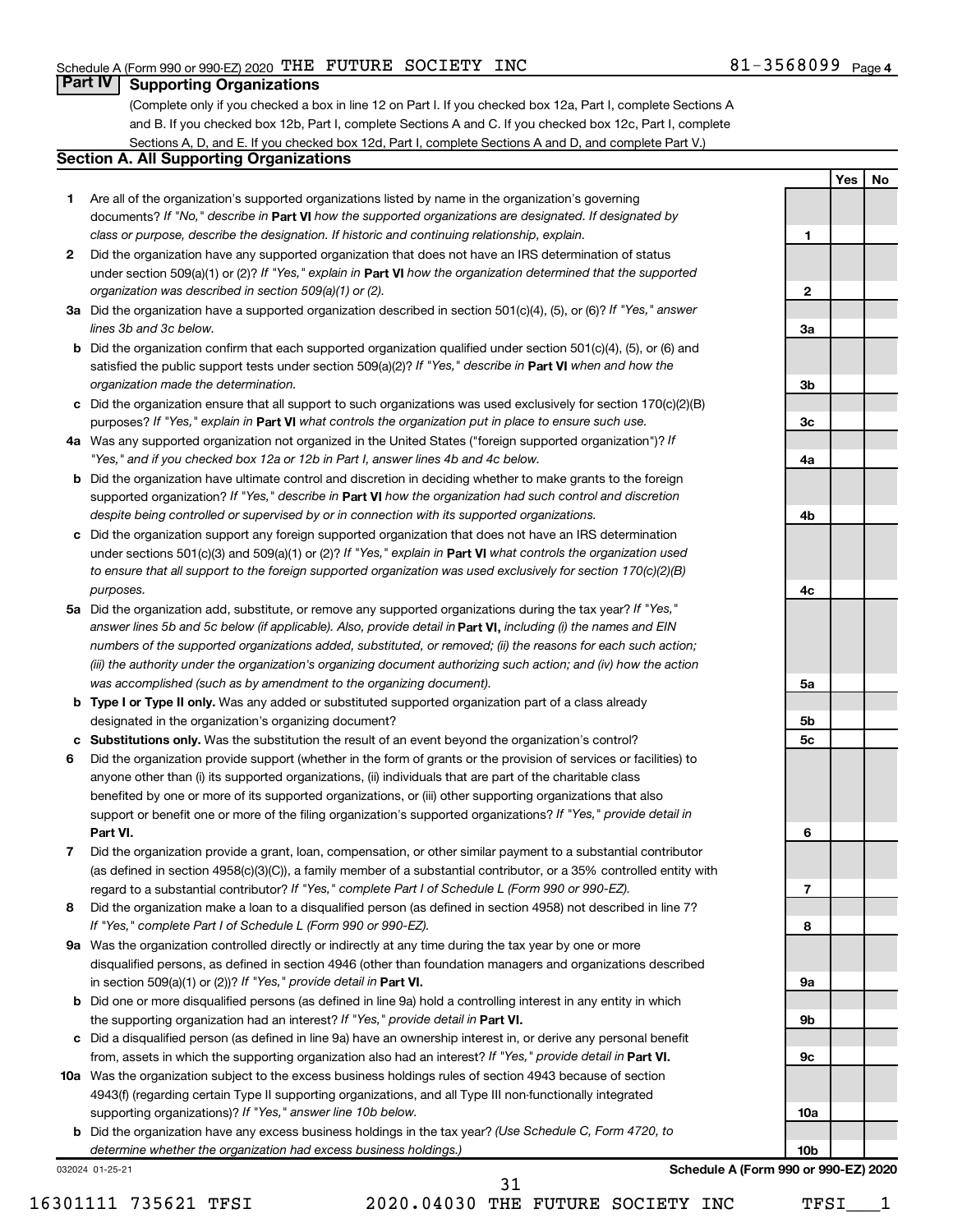Schedule A (Form 990 or 990-EZ) 2020 THE FUTURE SOCIETY INC 81-3568099 Page 4

## Part IV Supporting Organizations

(Complete only if you checked a box in line 12 on Part I. If you checked box 12a, Part I, complete Sections A and B. If you checked box 12b, Part I, complete Sections A and C. If you checked box 12c, Part I, complete Sections A, D, and E. If you checked box 12d, Part I, complete Sections A and D, and complete Part V.)

### Section A. All Supporting Organizations

| | | Line | Yes | No |
|---|---|---|---|---|
| **1** | Are all of the organization's supported organizations listed by name in the organization's governing documents? *If "No," describe in* **Part VI** *how the supported organizations are designated. If designated by class or purpose, describe the designation. If historic and continuing relationship, explain.* | 1 | | |
| **2** | Did the organization have any supported organization that does not have an IRS determination of status under section 509(a)(1) or (2)? *If "Yes," explain in* **Part VI** *how the organization determined that the supported organization was described in section 509(a)(1) or (2).* | 2 | | |
| **3a** | Did the organization have a supported organization described in section 501(c)(4), (5), or (6)? *If "Yes," answer lines 3b and 3c below.* | 3a | | |
| **b** | Did the organization confirm that each supported organization qualified under section 501(c)(4), (5), or (6) and satisfied the public support tests under section 509(a)(2)? *If "Yes," describe in* **Part VI** *when and how the organization made the determination.* | 3b | | |
| **c** | Did the organization ensure that all support to such organizations was used exclusively for section 170(c)(2)(B) purposes? *If "Yes," explain in* **Part VI** *what controls the organization put in place to ensure such use.* | 3c | | |
| **4a** | Was any supported organization not organized in the United States ("foreign supported organization")? *If "Yes," and if you checked box 12a or 12b in Part I, answer lines 4b and 4c below.* | 4a | | |
| **b** | Did the organization have ultimate control and discretion in deciding whether to make grants to the foreign supported organization? *If "Yes," describe in* **Part VI** *how the organization had such control and discretion despite being controlled or supervised by or in connection with its supported organizations.* | 4b | | |
| **c** | Did the organization support any foreign supported organization that does not have an IRS determination under sections 501(c)(3) and 509(a)(1) or (2)? *If "Yes," explain in* **Part VI** *what controls the organization used to ensure that all support to the foreign supported organization was used exclusively for section 170(c)(2)(B) purposes.* | 4c | | |
| **5a** | Did the organization add, substitute, or remove any supported organizations during the tax year? *If "Yes," answer lines 5b and 5c below (if applicable). Also, provide detail in* **Part VI,** *including (i) the names and EIN numbers of the supported organizations added, substituted, or removed; (ii) the reasons for each such action; (iii) the authority under the organization's organizing document authorizing such action; and (iv) how the action was accomplished (such as by amendment to the organizing document).* | 5a | | |
| **b** | **Type I or Type II only.** Was any added or substituted supported organization part of a class already designated in the organization's organizing document? | 5b | | |
| **c** | **Substitutions only.** Was the substitution the result of an event beyond the organization's control? | 5c | | |
| **6** | Did the organization provide support (whether in the form of grants or the provision of services or facilities) to anyone other than (i) its supported organizations, (ii) individuals that are part of the charitable class benefited by one or more of its supported organizations, or (iii) other supporting organizations that also support or benefit one or more of the filing organization's supported organizations? *If "Yes," provide detail in* **Part VI.** | 6 | | |
| **7** | Did the organization provide a grant, loan, compensation, or other similar payment to a substantial contributor (as defined in section 4958(c)(3)(C)), a family member of a substantial contributor, or a 35% controlled entity with regard to a substantial contributor? *If "Yes," complete Part I of Schedule L (Form 990 or 990-EZ).* | 7 | | |
| **8** | Did the organization make a loan to a disqualified person (as defined in section 4958) not described in line 7? *If "Yes," complete Part I of Schedule L (Form 990 or 990-EZ).* | 8 | | |
| **9a** | Was the organization controlled directly or indirectly at any time during the tax year by one or more disqualified persons, as defined in section 4946 (other than foundation managers and organizations described in section 509(a)(1) or (2))? *If "Yes," provide detail in* **Part VI.** | 9a | | |
| **b** | Did one or more disqualified persons (as defined in line 9a) hold a controlling interest in any entity in which the supporting organization had an interest? *If "Yes," provide detail in* **Part VI.** | 9b | | |
| **c** | Did a disqualified person (as defined in line 9a) have an ownership interest in, or derive any personal benefit from, assets in which the supporting organization also had an interest? *If "Yes," provide detail in* **Part VI.** | 9c | | |
| **10a** | Was the organization subject to the excess business holdings rules of section 4943 because of section 4943(f) (regarding certain Type II supporting organizations, and all Type III non-functionally integrated supporting organizations)? *If "Yes," answer line 10b below.* | 10a | | |
| **b** | Did the organization have any excess business holdings in the tax year? *(Use Schedule C, Form 4720, to determine whether the organization had excess business holdings.)* | 10b | | |

032024 01-25-21

**Schedule A (Form 990 or 990-EZ) 2020**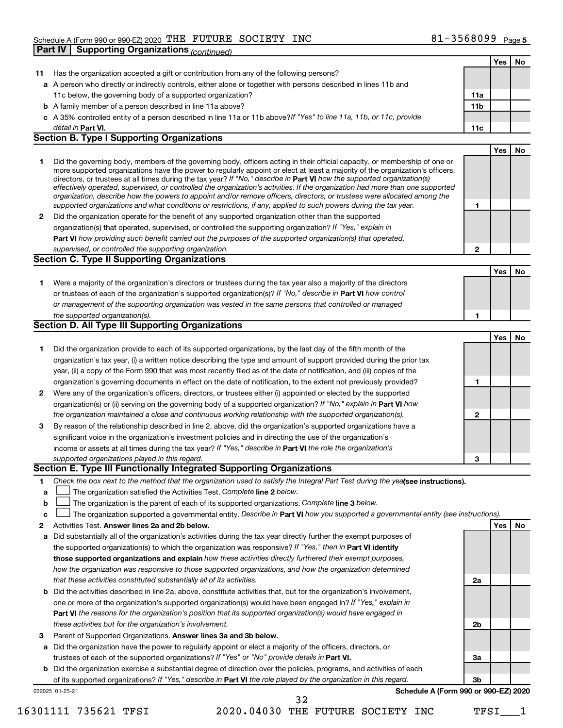Schedule A (Form 990 or 990-EZ) 2020 THE FUTURE SOCIETY INC 81-3568099 Page 5

## Part IV Supporting Organizations *(continued)*

| | | | Yes | No |
|---|---|---|---|---|
| **11** | Has the organization accepted a gift or contribution from any of the following persons? | | | |
| **a** | A person who directly or indirectly controls, either alone or together with persons described in lines 11b and 11c below, the governing body of a supported organization? | 11a | | |
| **b** | A family member of a person described in line 11a above? | 11b | | |
| **c** | A 35% controlled entity of a person described in line 11a or 11b above? *If "Yes" to line 11a, 11b, or 11c, provide detail in* **Part VI.** | 11c | | |

### Section B. Type I Supporting Organizations

| | | | Yes | No |
|---|---|---|---|---|
| **1** | Did the governing body, members of the governing body, officers acting in their official capacity, or membership of one or more supported organizations have the power to regularly appoint or elect at least a majority of the organization's officers, directors, or trustees at all times during the tax year? *If "No," describe in* **Part VI** *how the supported organization(s) effectively operated, supervised, or controlled the organization's activities. If the organization had more than one supported organization, describe how the powers to appoint and/or remove officers, directors, or trustees were allocated among the supported organizations and what conditions or restrictions, if any, applied to such powers during the tax year.* | 1 | | |
| **2** | Did the organization operate for the benefit of any supported organization other than the supported organization(s) that operated, supervised, or controlled the supporting organization? *If "Yes," explain in* **Part VI** *how providing such benefit carried out the purposes of the supported organization(s) that operated, supervised, or controlled the supporting organization.* | 2 | | |

### Section C. Type II Supporting Organizations

| | | | Yes | No |
|---|---|---|---|---|
| **1** | Were a majority of the organization's directors or trustees during the tax year also a majority of the directors or trustees of each of the organization's supported organization(s)? *If "No," describe in* **Part VI** *how control or management of the supporting organization was vested in the same persons that controlled or managed the supported organization(s).* | 1 | | |

### Section D. All Type III Supporting Organizations

| | | | Yes | No |
|---|---|---|---|---|
| **1** | Did the organization provide to each of its supported organizations, by the last day of the fifth month of the organization's tax year, (i) a written notice describing the type and amount of support provided during the prior tax year, (ii) a copy of the Form 990 that was most recently filed as of the date of notification, and (iii) copies of the organization's governing documents in effect on the date of notification, to the extent not previously provided? | 1 | | |
| **2** | Were any of the organization's officers, directors, or trustees either (i) appointed or elected by the supported organization(s) or (ii) serving on the governing body of a supported organization? *If "No," explain in* **Part VI** *how the organization maintained a close and continuous working relationship with the supported organization(s).* | 2 | | |
| **3** | By reason of the relationship described in line 2, above, did the organization's supported organizations have a significant voice in the organization's investment policies and in directing the use of the organization's income or assets at all times during the tax year? *If "Yes," describe in* **Part VI** *the role the organization's supported organizations played in this regard.* | 3 | | |

### Section E. Type III Functionally Integrated Supporting Organizations

**1** *Check the box next to the method that the organization used to satisfy the Integral Part Test during the year* **(see instructions).**

- **a** ☐ The organization satisfied the Activities Test. *Complete* **line 2** *below.*
- **b** ☐ The organization is the parent of each of its supported organizations. *Complete* **line 3** *below.*
- **c** ☐ The organization supported a governmental entity. *Describe in* **Part VI** *how you supported a governmental entity (see instructions).*

| | | | Yes | No |
|---|---|---|---|---|
| **2** | Activities Test. **Answer lines 2a and 2b below.** | | | |
| **a** | Did substantially all of the organization's activities during the tax year directly further the exempt purposes of the supported organization(s) to which the organization was responsive? *If "Yes," then in* **Part VI identify those supported organizations and explain** *how these activities directly furthered their exempt purposes, how the organization was responsive to those supported organizations, and how the organization determined that these activities constituted substantially all of its activities.* | 2a | | |
| **b** | Did the activities described in line 2a, above, constitute activities that, but for the organization's involvement, one or more of the organization's supported organization(s) would have been engaged in? *If "Yes," explain in* **Part VI** *the reasons for the organization's position that its supported organization(s) would have engaged in these activities but for the organization's involvement.* | 2b | | |
| **3** | Parent of Supported Organizations. **Answer lines 3a and 3b below.** | | | |
| **a** | Did the organization have the power to regularly appoint or elect a majority of the officers, directors, or trustees of each of the supported organizations? *If "Yes" or "No" provide details in* **Part VI.** | 3a | | |
| **b** | Did the organization exercise a substantial degree of direction over the policies, programs, and activities of each of its supported organizations? *If "Yes," describe in* **Part VI** *the role played by the organization in this regard.* | 3b | | |

032025 01-25-21 **Schedule A (Form 990 or 990-EZ) 2020**

16301111 735621 TFSI 2020.04030 THE FUTURE SOCIETY INC TFSI___1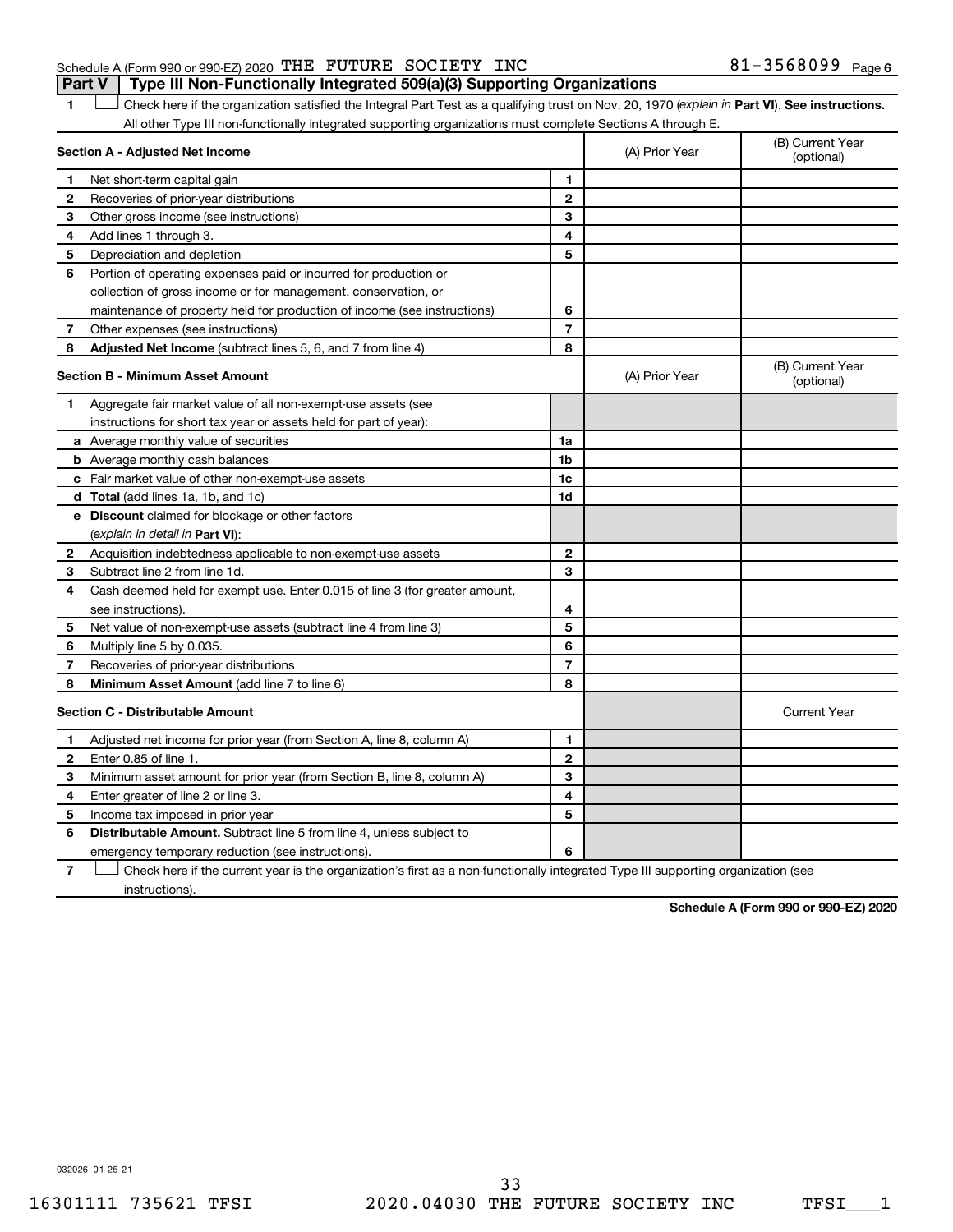Schedule A (Form 990 or 990-EZ) 2020 THE FUTURE SOCIETY INC 81-3568099 Page 6

## Part V Type III Non-Functionally Integrated 509(a)(3) Supporting Organizations

1 ☐ Check here if the organization satisfied the Integral Part Test as a qualifying trust on Nov. 20, 1970 (*explain in* **Part VI**). **See instructions.** All other Type III non-functionally integrated supporting organizations must complete Sections A through E.

| **Section A - Adjusted Net Income** | | | (A) Prior Year | (B) Current Year (optional) |
|---|---|---|---|---|
| 1 | Net short-term capital gain | 1 | | |
| 2 | Recoveries of prior-year distributions | 2 | | |
| 3 | Other gross income (see instructions) | 3 | | |
| 4 | Add lines 1 through 3. | 4 | | |
| 5 | Depreciation and depletion | 5 | | |
| 6 | Portion of operating expenses paid or incurred for production or collection of gross income or for management, conservation, or maintenance of property held for production of income (see instructions) | 6 | | |
| 7 | Other expenses (see instructions) | 7 | | |
| 8 | **Adjusted Net Income** (subtract lines 5, 6, and 7 from line 4) | 8 | | |

| **Section B - Minimum Asset Amount** | | | (A) Prior Year | (B) Current Year (optional) |
|---|---|---|---|---|
| 1 | Aggregate fair market value of all non-exempt-use assets (see instructions for short tax year or assets held for part of year): | | | |
| a | Average monthly value of securities | 1a | | |
| b | Average monthly cash balances | 1b | | |
| c | Fair market value of other non-exempt-use assets | 1c | | |
| d | **Total** (add lines 1a, 1b, and 1c) | 1d | | |
| e | **Discount** claimed for blockage or other factors (*explain in detail in* **Part VI**): | | | |
| 2 | Acquisition indebtedness applicable to non-exempt-use assets | 2 | | |
| 3 | Subtract line 2 from line 1d. | 3 | | |
| 4 | Cash deemed held for exempt use. Enter 0.015 of line 3 (for greater amount, see instructions). | 4 | | |
| 5 | Net value of non-exempt-use assets (subtract line 4 from line 3) | 5 | | |
| 6 | Multiply line 5 by 0.035. | 6 | | |
| 7 | Recoveries of prior-year distributions | 7 | | |
| 8 | **Minimum Asset Amount** (add line 7 to line 6) | 8 | | |

| **Section C - Distributable Amount** | | | | Current Year |
|---|---|---|---|---|
| 1 | Adjusted net income for prior year (from Section A, line 8, column A) | 1 | | |
| 2 | Enter 0.85 of line 1. | 2 | | |
| 3 | Minimum asset amount for prior year (from Section B, line 8, column A) | 3 | | |
| 4 | Enter greater of line 2 or line 3. | 4 | | |
| 5 | Income tax imposed in prior year | 5 | | |
| 6 | **Distributable Amount.** Subtract line 5 from line 4, unless subject to emergency temporary reduction (see instructions). | 6 | | |

7 ☐ Check here if the current year is the organization's first as a non-functionally integrated Type III supporting organization (see instructions).

**Schedule A (Form 990 or 990-EZ) 2020**

032026 01-25-21

16301111 735621 TFSI 2020.04030 THE FUTURE SOCIETY INC TFSI___1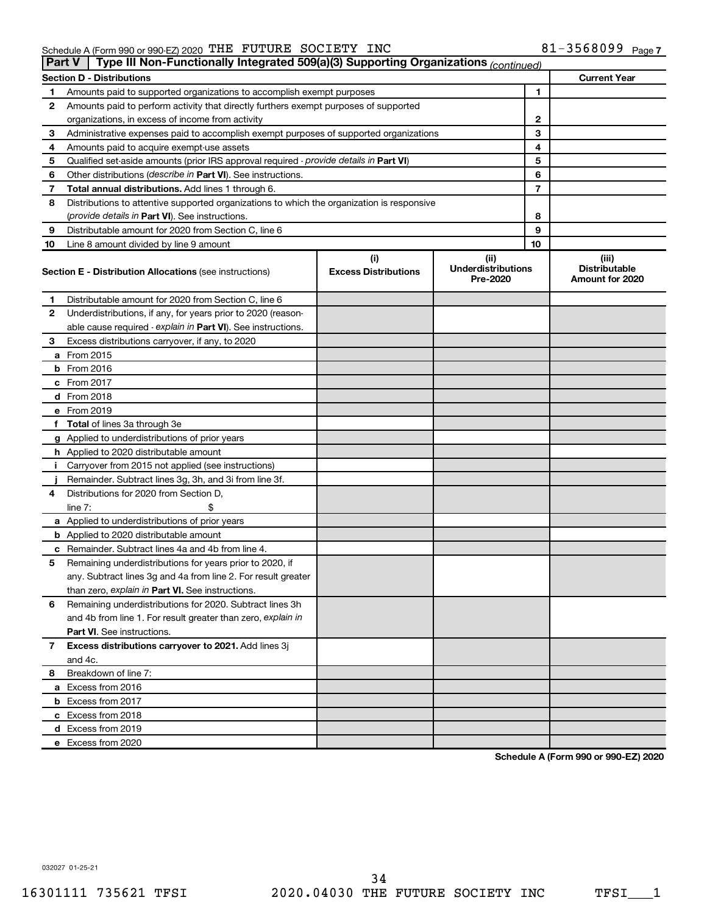Schedule A (Form 990 or 990-EZ) 2020 THE FUTURE SOCIETY INC 81-3568099 Page 7

## Part V | Type III Non-Functionally Integrated 509(a)(3) Supporting Organizations *(continued)*

| Section D - Distributions | | | Current Year |
|---|---|---|---|
| 1 | Amounts paid to supported organizations to accomplish exempt purposes | 1 | |
| 2 | Amounts paid to perform activity that directly furthers exempt purposes of supported organizations, in excess of income from activity | 2 | |
| 3 | Administrative expenses paid to accomplish exempt purposes of supported organizations | 3 | |
| 4 | Amounts paid to acquire exempt-use assets | 4 | |
| 5 | Qualified set-aside amounts (prior IRS approval required - *provide details in* **Part VI**) | 5 | |
| 6 | Other distributions (*describe in* **Part VI**). See instructions. | 6 | |
| 7 | **Total annual distributions.** Add lines 1 through 6. | 7 | |
| 8 | Distributions to attentive supported organizations to which the organization is responsive (*provide details in* **Part VI**). See instructions. | 8 | |
| 9 | Distributable amount for 2020 from Section C, line 6 | 9 | |
| 10 | Line 8 amount divided by line 9 amount | 10 | |

| | **Section E - Distribution Allocations** (see instructions) | (i) Excess Distributions | (ii) Underdistributions Pre-2020 | (iii) Distributable Amount for 2020 |
|---|---|---|---|---|
| 1 | Distributable amount for 2020 from Section C, line 6 | | | |
| 2 | Underdistributions, if any, for years prior to 2020 (reasonable cause required - *explain in* **Part VI**). See instructions. | | | |
| 3 | Excess distributions carryover, if any, to 2020 | | | |
| a | From 2015 | | | |
| b | From 2016 | | | |
| c | From 2017 | | | |
| d | From 2018 | | | |
| e | From 2019 | | | |
| f | **Total** of lines 3a through 3e | | | |
| g | Applied to underdistributions of prior years | | | |
| h | Applied to 2020 distributable amount | | | |
| i | Carryover from 2015 not applied (see instructions) | | | |
| j | Remainder. Subtract lines 3g, 3h, and 3i from line 3f. | | | |
| 4 | Distributions for 2020 from Section D, line 7: $ | | | |
| a | Applied to underdistributions of prior years | | | |
| b | Applied to 2020 distributable amount | | | |
| c | Remainder. Subtract lines 4a and 4b from line 4. | | | |
| 5 | Remaining underdistributions for years prior to 2020, if any. Subtract lines 3g and 4a from line 2. For result greater than zero, *explain in* **Part VI.** See instructions. | | | |
| 6 | Remaining underdistributions for 2020. Subtract lines 3h and 4b from line 1. For result greater than zero, *explain in* **Part VI**. See instructions. | | | |
| 7 | **Excess distributions carryover to 2021.** Add lines 3j and 4c. | | | |
| 8 | Breakdown of line 7: | | | |
| a | Excess from 2016 | | | |
| b | Excess from 2017 | | | |
| c | Excess from 2018 | | | |
| d | Excess from 2019 | | | |
| e | Excess from 2020 | | | |

**Schedule A (Form 990 or 990-EZ) 2020**

032027 01-25-21

16301111 735621 TFSI 2020.04030 THE FUTURE SOCIETY INC TFSI___1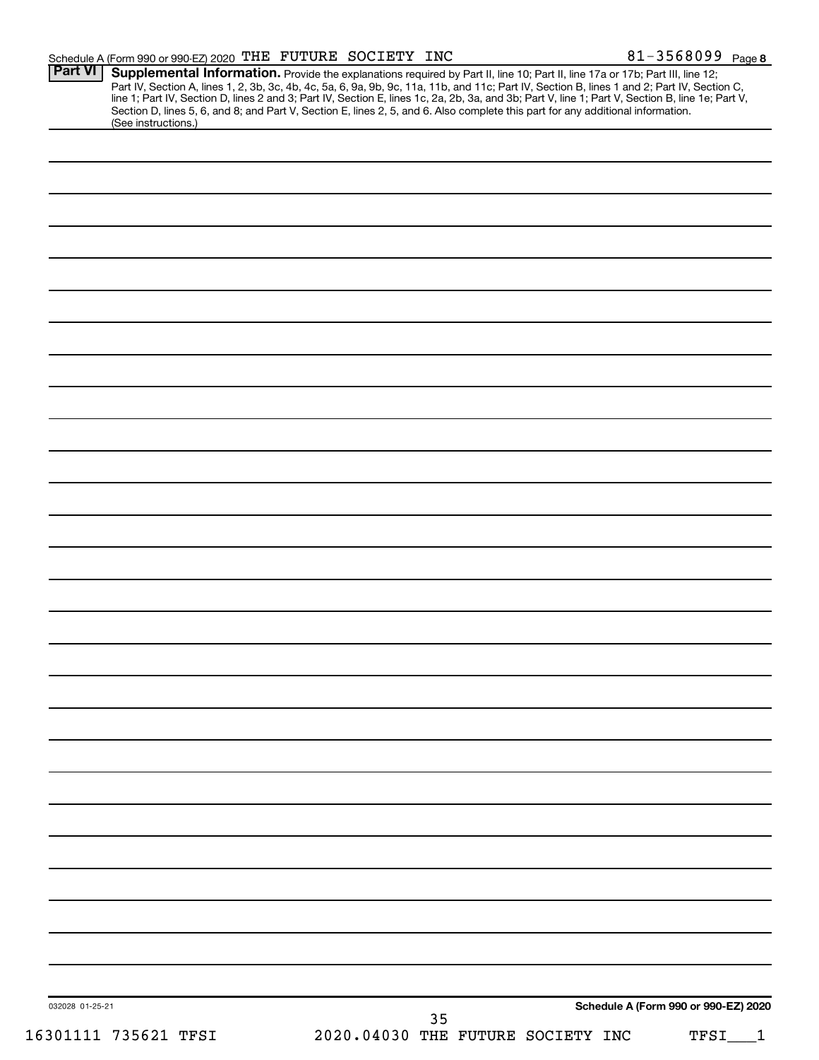Schedule A (Form 990 or 990-EZ) 2020 THE FUTURE SOCIETY INC 81-3568099 Page 8

**Part VI** **Supplemental Information.** Provide the explanations required by Part II, line 10; Part II, line 17a or 17b; Part III, line 12; Part IV, Section A, lines 1, 2, 3b, 3c, 4b, 4c, 5a, 6, 9a, 9b, 9c, 11a, 11b, and 11c; Part IV, Section B, lines 1 and 2; Part IV, Section C, line 1; Part IV, Section D, lines 2 and 3; Part IV, Section E, lines 1c, 2a, 2b, 3a, and 3b; Part V, line 1; Part V, Section B, line 1e; Part V, Section D, lines 5, 6, and 8; and Part V, Section E, lines 2, 5, and 6. Also complete this part for any additional information. (See instructions.)

032028 01-25-21

**Schedule A (Form 990 or 990-EZ) 2020**

16301111 735621 TFSI 2020.04030 THE FUTURE SOCIETY INC TFSI___1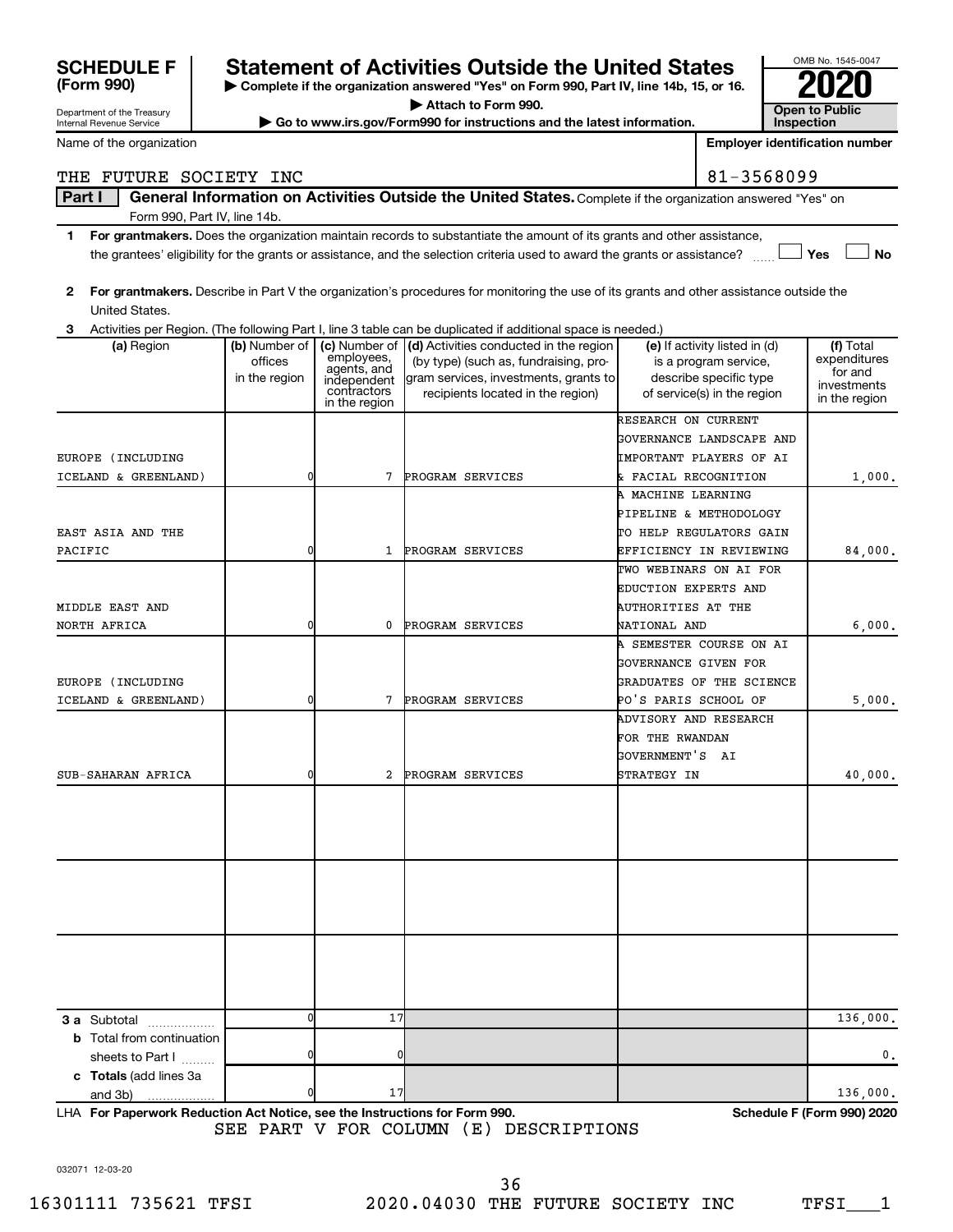**SCHEDULE F (Form 990)**

Department of the Treasury
Internal Revenue Service

# Statement of Activities Outside the United States

▶ Complete if the organization answered "Yes" on Form 990, Part IV, line 14b, 15, or 16.
▶ Attach to Form 990.
▶ Go to www.irs.gov/Form990 for instructions and the latest information.

OMB No. 1545-0047

**2020**

**Open to Public Inspection**

| Name of the organization | Employer identification number |
|---|---|
| THE FUTURE SOCIETY INC | 81-3568099 |

**Part I** **General Information on Activities Outside the United States.** Complete if the organization answered "Yes" on Form 990, Part IV, line 14b.

1 **For grantmakers.** Does the organization maintain records to substantiate the amount of its grants and other assistance, the grantees' eligibility for the grants or assistance, and the selection criteria used to award the grants or assistance? ☐ Yes ☐ No

2 **For grantmakers.** Describe in Part V the organization's procedures for monitoring the use of its grants and other assistance outside the United States.

3 Activities per Region. (The following Part I, line 3 table can be duplicated if additional space is needed.)

| (a) Region | (b) Number of offices in the region | (c) Number of employees, agents, and independent contractors in the region | (d) Activities conducted in the region (by type) (such as, fundraising, program services, investments, grants to recipients located in the region) | (e) If activity listed in (d) is a program service, describe specific type of service(s) in the region | (f) Total expenditures for and investments in the region |
|---|---|---|---|---|---|
| EUROPE (INCLUDING ICELAND & GREENLAND) | 0 | 7 | PROGRAM SERVICES | RESEARCH ON CURRENT GOVERNANCE LANDSCAPE AND IMPORTANT PLAYERS OF AI & FACIAL RECOGNITION | 1,000. |
| EAST ASIA AND THE PACIFIC | 0 | 1 | PROGRAM SERVICES | A MACHINE LEARNING PIPELINE & METHODOLOGY TO HELP REGULATORS GAIN EFFICIENCY IN REVIEWING | 84,000. |
| MIDDLE EAST AND NORTH AFRICA | 0 | 0 | PROGRAM SERVICES | TWO WEBINARS ON AI FOR EDUCTION EXPERTS AND AUTHORITIES AT THE NATIONAL AND | 6,000. |
| EUROPE (INCLUDING ICELAND & GREENLAND) | 0 | 7 | PROGRAM SERVICES | A SEMESTER COURSE ON AI GOVERNANCE GIVEN FOR GRADUATES OF THE SCIENCE PO'S PARIS SCHOOL OF | 5,000. |
| SUB-SAHARAN AFRICA | 0 | 2 | PROGRAM SERVICES | ADVISORY AND RESEARCH FOR THE RWANDAN GOVERNMENT'S AI STRATEGY IN | 40,000. |
| | | | | | |
| | | | | | |
| | | | | | |
| **3 a** Subtotal | 0 | 17 | | | 136,000. |
| **b** Total from continuation sheets to Part I | 0 | 0 | | | 0. |
| **c Totals** (add lines 3a and 3b) | 0 | 17 | | | 136,000. |

LHA **For Paperwork Reduction Act Notice, see the Instructions for Form 990.** **Schedule F (Form 990) 2020**

SEE PART V FOR COLUMN (E) DESCRIPTIONS

032071 12-03-20

16301111 735621 TFSI 2020.04030 THE FUTURE SOCIETY INC TFSI___1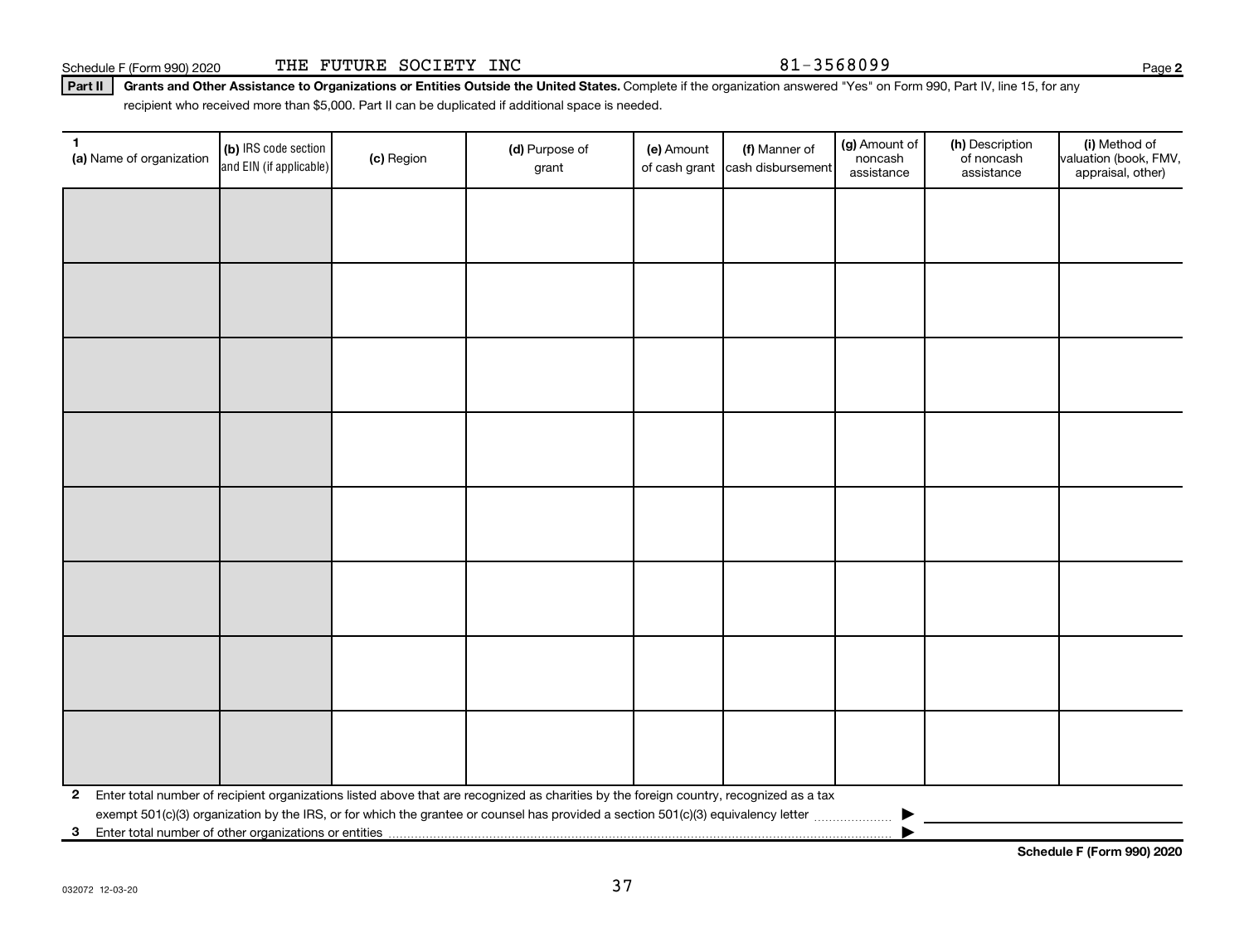Schedule F (Form 990) 2020 THE FUTURE SOCIETY INC 81-3568099

**Part II** **Grants and Other Assistance to Organizations or Entities Outside the United States.** Complete if the organization answered "Yes" on Form 990, Part IV, line 15, for any recipient who received more than $5,000. Part II can be duplicated if additional space is needed.

| 1 (a) Name of organization | (b) IRS code section and EIN (if applicable) | (c) Region | (d) Purpose of grant | (e) Amount of cash grant | (f) Manner of cash disbursement | (g) Amount of noncash assistance | (h) Description of noncash assistance | (i) Method of valuation (book, FMV, appraisal, other) |
|---|---|---|---|---|---|---|---|---|
| | | | | | | | | |
| | | | | | | | | |
| | | | | | | | | |
| | | | | | | | | |
| | | | | | | | | |
| | | | | | | | | |
| | | | | | | | | |
| | | | | | | | | |

**2** Enter total number of recipient organizations listed above that are recognized as charities by the foreign country, recognized as a tax exempt 501(c)(3) organization by the IRS, or for which the grantee or counsel has provided a section 501(c)(3) equivalency letter ▶

**3** Enter total number of other organizations or entities ▶

**Schedule F (Form 990) 2020**

032072 12-03-20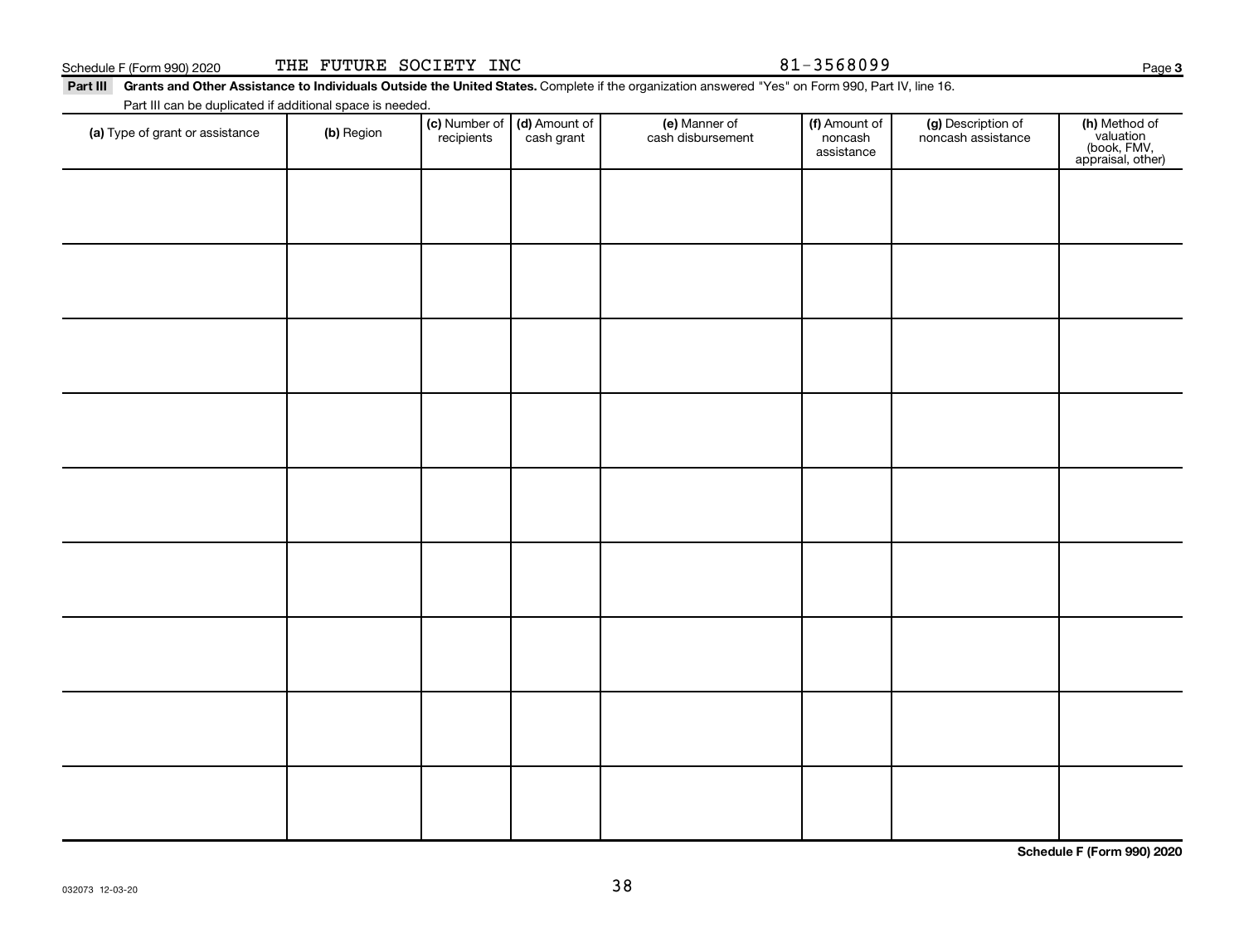Schedule F (Form 990) 2020 THE FUTURE SOCIETY INC 81-3568099

**Part III** **Grants and Other Assistance to Individuals Outside the United States.** Complete if the organization answered "Yes" on Form 990, Part IV, line 16.

Part III can be duplicated if additional space is needed.

| (a) Type of grant or assistance | (b) Region | (c) Number of recipients | (d) Amount of cash grant | (e) Manner of cash disbursement | (f) Amount of noncash assistance | (g) Description of noncash assistance | (h) Method of valuation (book, FMV, appraisal, other) |
|---|---|---|---|---|---|---|---|
| | | | | | | | |
| | | | | | | | |
| | | | | | | | |
| | | | | | | | |
| | | | | | | | |
| | | | | | | | |
| | | | | | | | |
| | | | | | | | |
| | | | | | | | |

Schedule F (Form 990) 2020

032073 12-03-20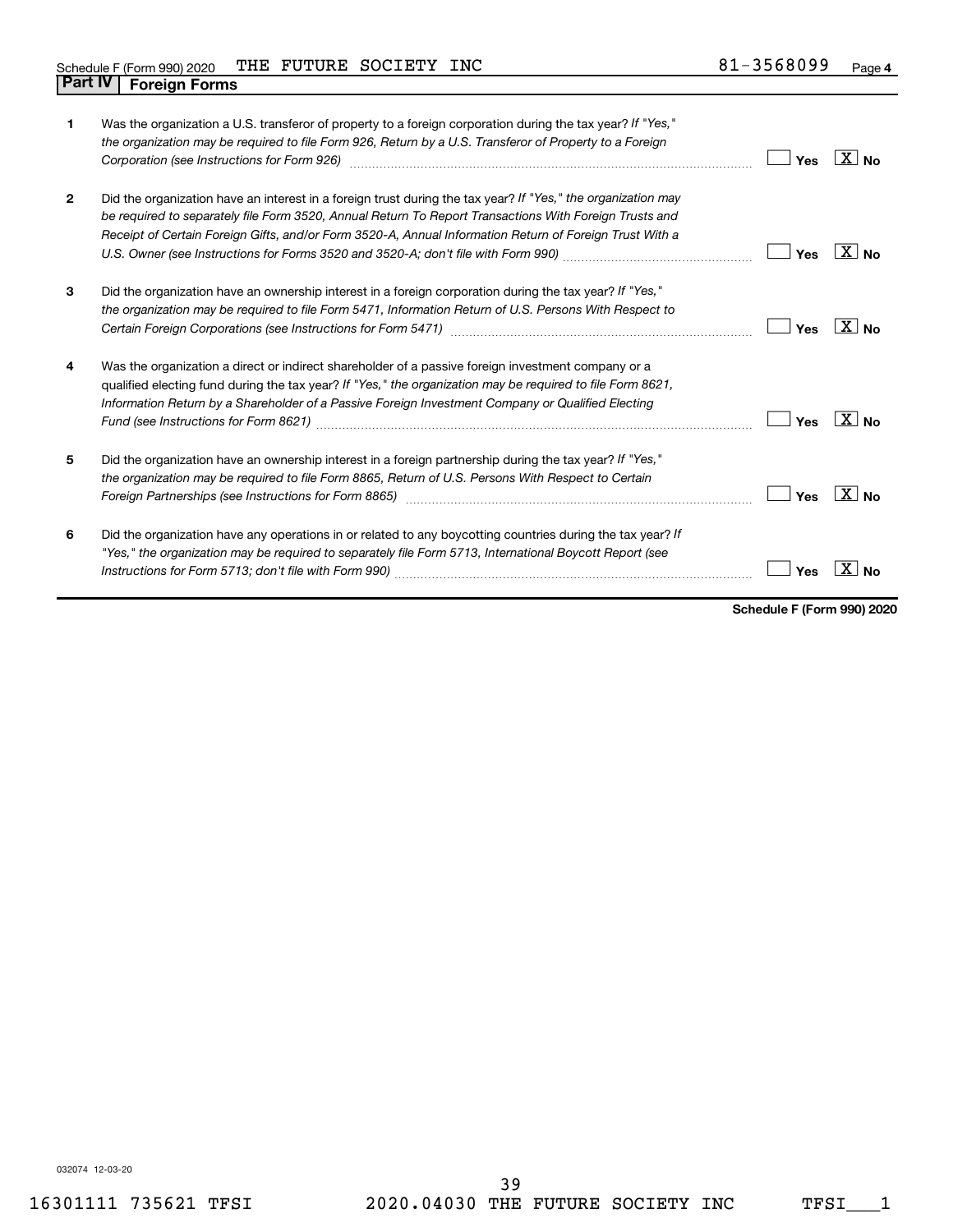Schedule F (Form 990) 2020 THE FUTURE SOCIETY INC 81-3568099 Page 4

## Part IV Foreign Forms

| | | | |
|---|---|---|---|
| 1 | Was the organization a U.S. transferor of property to a foreign corporation during the tax year? *If "Yes," the organization may be required to file Form 926, Return by a U.S. Transferor of Property to a Foreign Corporation (see Instructions for Form 926)* | Yes | [X] No |
| 2 | Did the organization have an interest in a foreign trust during the tax year? *If "Yes," the organization may be required to separately file Form 3520, Annual Return To Report Transactions With Foreign Trusts and Receipt of Certain Foreign Gifts, and/or Form 3520-A, Annual Information Return of Foreign Trust With a U.S. Owner (see Instructions for Forms 3520 and 3520-A; don't file with Form 990)* | Yes | [X] No |
| 3 | Did the organization have an ownership interest in a foreign corporation during the tax year? *If "Yes," the organization may be required to file Form 5471, Information Return of U.S. Persons With Respect to Certain Foreign Corporations (see Instructions for Form 5471)* | Yes | [X] No |
| 4 | Was the organization a direct or indirect shareholder of a passive foreign investment company or a qualified electing fund during the tax year? *If "Yes," the organization may be required to file Form 8621, Information Return by a Shareholder of a Passive Foreign Investment Company or Qualified Electing Fund (see Instructions for Form 8621)* | Yes | [X] No |
| 5 | Did the organization have an ownership interest in a foreign partnership during the tax year? *If "Yes," the organization may be required to file Form 8865, Return of U.S. Persons With Respect to Certain Foreign Partnerships (see Instructions for Form 8865)* | Yes | [X] No |
| 6 | Did the organization have any operations in or related to any boycotting countries during the tax year? *If "Yes," the organization may be required to separately file Form 5713, International Boycott Report (see Instructions for Form 5713; don't file with Form 990)* | Yes | [X] No |

**Schedule F (Form 990) 2020**

032074 12-03-20

16301111 735621 TFSI 2020.04030 THE FUTURE SOCIETY INC TFSI___1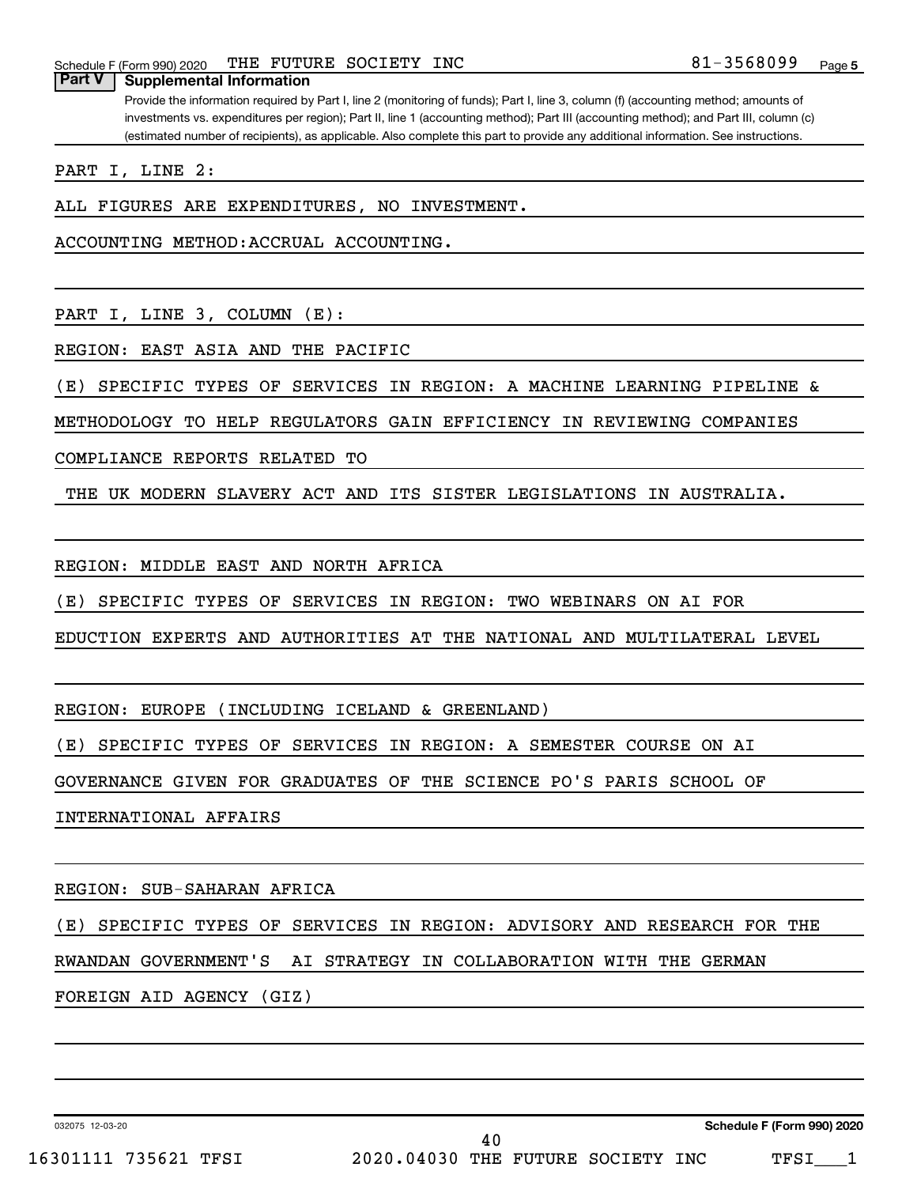## Part V Supplemental Information

Provide the information required by Part I, line 2 (monitoring of funds); Part I, line 3, column (f) (accounting method; amounts of investments vs. expenditures per region); Part II, line 1 (accounting method); Part III (accounting method); and Part III, column (c) (estimated number of recipients), as applicable. Also complete this part to provide any additional information. See instructions.

PART I, LINE 2:

ALL FIGURES ARE EXPENDITURES, NO INVESTMENT.

ACCOUNTING METHOD:ACCRUAL ACCOUNTING.

PART I, LINE 3, COLUMN (E):

REGION: EAST ASIA AND THE PACIFIC

(E) SPECIFIC TYPES OF SERVICES IN REGION: A MACHINE LEARNING PIPELINE & METHODOLOGY TO HELP REGULATORS GAIN EFFICIENCY IN REVIEWING COMPANIES COMPLIANCE REPORTS RELATED TO THE UK MODERN SLAVERY ACT AND ITS SISTER LEGISLATIONS IN AUSTRALIA.

REGION: MIDDLE EAST AND NORTH AFRICA

(E) SPECIFIC TYPES OF SERVICES IN REGION: TWO WEBINARS ON AI FOR EDUCTION EXPERTS AND AUTHORITIES AT THE NATIONAL AND MULTILATERAL LEVEL

REGION: EUROPE (INCLUDING ICELAND & GREENLAND)

(E) SPECIFIC TYPES OF SERVICES IN REGION: A SEMESTER COURSE ON AI GOVERNANCE GIVEN FOR GRADUATES OF THE SCIENCE PO'S PARIS SCHOOL OF INTERNATIONAL AFFAIRS

REGION: SUB-SAHARAN AFRICA

(E) SPECIFIC TYPES OF SERVICES IN REGION: ADVISORY AND RESEARCH FOR THE RWANDAN GOVERNMENT'S AI STRATEGY IN COLLABORATION WITH THE GERMAN FOREIGN AID AGENCY (GIZ)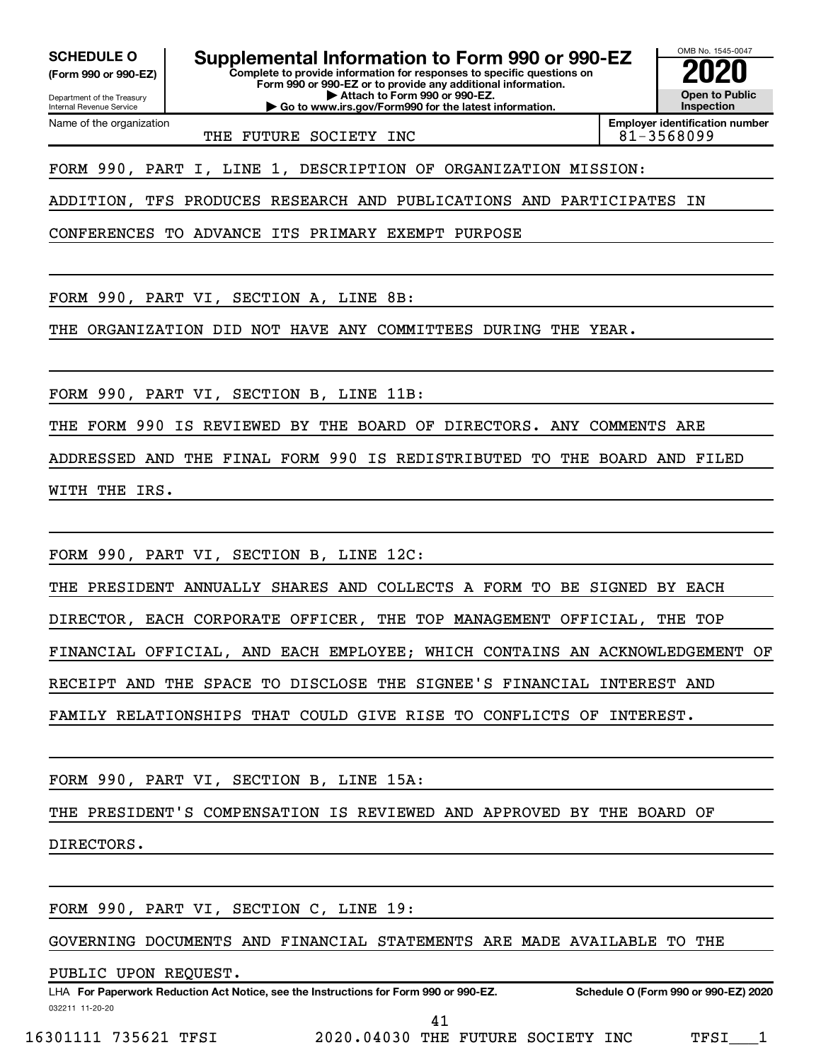**SCHEDULE O**
**(Form 990 or 990-EZ)**

Department of the Treasury
Internal Revenue Service

# Supplemental Information to Form 990 or 990-EZ

**Complete to provide information for responses to specific questions on Form 990 or 990-EZ or to provide any additional information.**
**▶ Attach to Form 990 or 990-EZ.**
**▶ Go to www.irs.gov/Form990 for the latest information.**

OMB No. 1545-0047
**2020**
**Open to Public Inspection**

| Name of the organization | Employer identification number |
|---|---|
| THE FUTURE SOCIETY INC | 81-3568099 |

FORM 990, PART I, LINE 1, DESCRIPTION OF ORGANIZATION MISSION:

ADDITION, TFS PRODUCES RESEARCH AND PUBLICATIONS AND PARTICIPATES IN CONFERENCES TO ADVANCE ITS PRIMARY EXEMPT PURPOSE

FORM 990, PART VI, SECTION A, LINE 8B:

THE ORGANIZATION DID NOT HAVE ANY COMMITTEES DURING THE YEAR.

FORM 990, PART VI, SECTION B, LINE 11B:

THE FORM 990 IS REVIEWED BY THE BOARD OF DIRECTORS. ANY COMMENTS ARE ADDRESSED AND THE FINAL FORM 990 IS REDISTRIBUTED TO THE BOARD AND FILED WITH THE IRS.

FORM 990, PART VI, SECTION B, LINE 12C:

THE PRESIDENT ANNUALLY SHARES AND COLLECTS A FORM TO BE SIGNED BY EACH DIRECTOR, EACH CORPORATE OFFICER, THE TOP MANAGEMENT OFFICIAL, THE TOP FINANCIAL OFFICIAL, AND EACH EMPLOYEE; WHICH CONTAINS AN ACKNOWLEDGEMENT OF RECEIPT AND THE SPACE TO DISCLOSE THE SIGNEE'S FINANCIAL INTEREST AND FAMILY RELATIONSHIPS THAT COULD GIVE RISE TO CONFLICTS OF INTEREST.

FORM 990, PART VI, SECTION B, LINE 15A:

THE PRESIDENT'S COMPENSATION IS REVIEWED AND APPROVED BY THE BOARD OF DIRECTORS.

FORM 990, PART VI, SECTION C, LINE 19:

GOVERNING DOCUMENTS AND FINANCIAL STATEMENTS ARE MADE AVAILABLE TO THE PUBLIC UPON REQUEST.

LHA **For Paperwork Reduction Act Notice, see the Instructions for Form 990 or 990-EZ.** **Schedule O (Form 990 or 990-EZ) 2020**
032211 11-20-20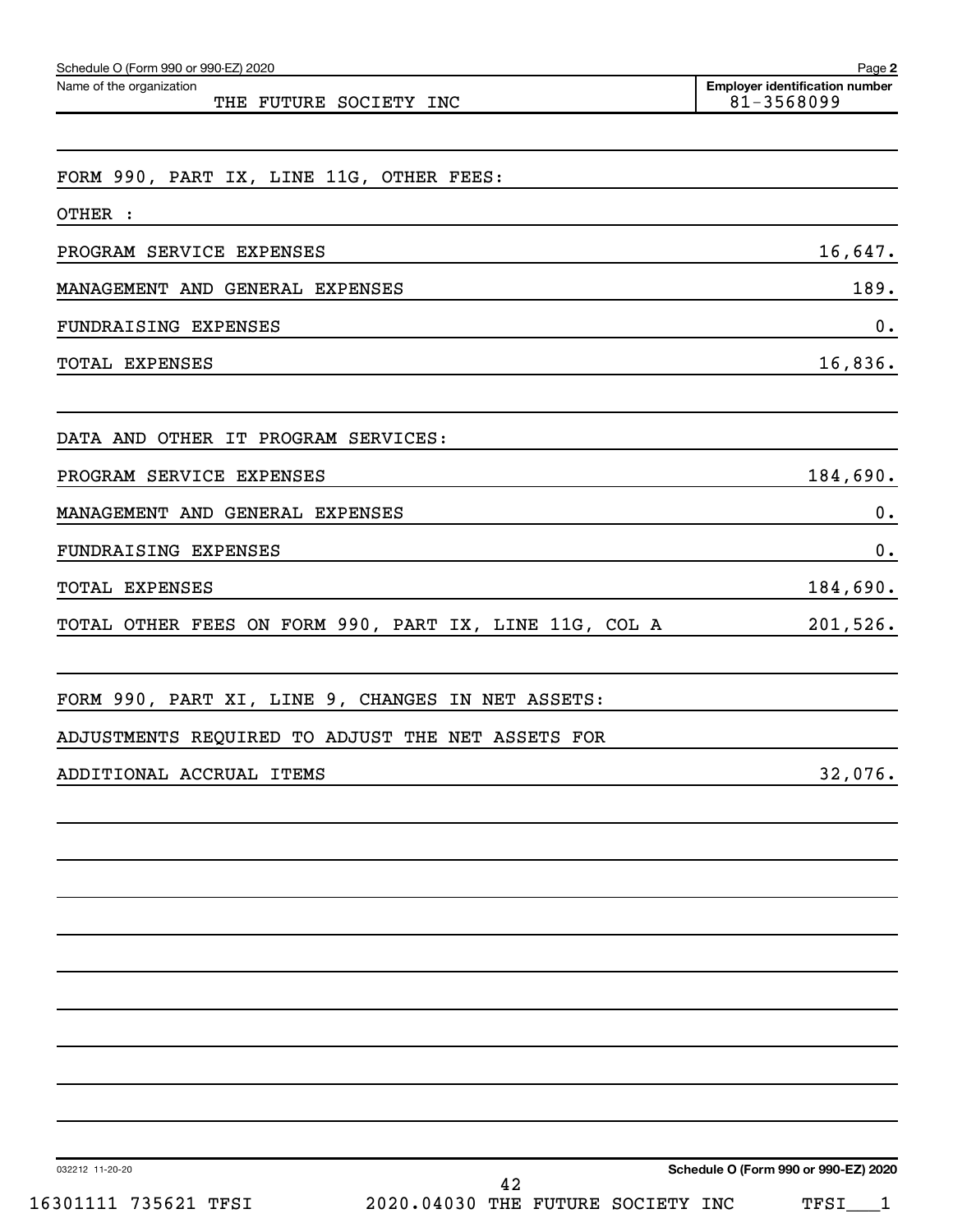Schedule O (Form 990 or 990-EZ) 2020

Name of the organization: THE FUTURE SOCIETY INC

Employer identification number: 81-3568099

FORM 990, PART IX, LINE 11G, OTHER FEES:

OTHER :

| | |
|---|---|
| PROGRAM SERVICE EXPENSES | 16,647. |
| MANAGEMENT AND GENERAL EXPENSES | 189. |
| FUNDRAISING EXPENSES | 0. |
| TOTAL EXPENSES | 16,836. |

DATA AND OTHER IT PROGRAM SERVICES:

| | |
|---|---|
| PROGRAM SERVICE EXPENSES | 184,690. |
| MANAGEMENT AND GENERAL EXPENSES | 0. |
| FUNDRAISING EXPENSES | 0. |
| TOTAL EXPENSES | 184,690. |
| TOTAL OTHER FEES ON FORM 990, PART IX, LINE 11G, COL A | 201,526. |

FORM 990, PART XI, LINE 9, CHANGES IN NET ASSETS:

ADJUSTMENTS REQUIRED TO ADJUST THE NET ASSETS FOR

| | |
|---|---|
| ADDITIONAL ACCRUAL ITEMS | 32,076. |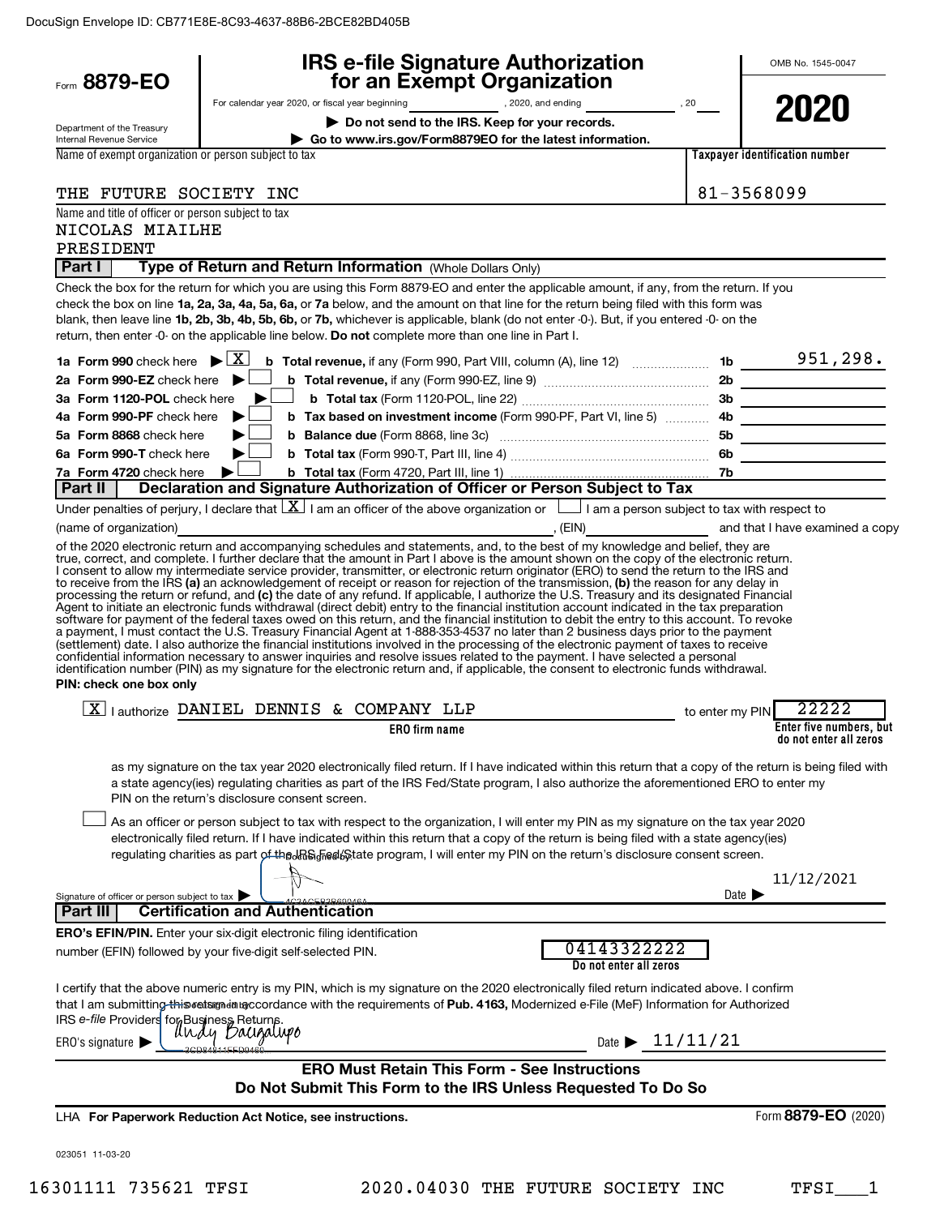DocuSign Envelope ID: CB771E8E-8C93-4637-88B6-2BCE82BD405B

Form **8879-EO**

Department of the Treasury
Internal Revenue Service

# IRS e-file Signature Authorization for an Exempt Organization

For calendar year 2020, or fiscal year beginning \_\_\_\_\_\_\_\_, 2020, and ending \_\_\_\_\_\_\_\_, 20\_\_

**▶ Do not send to the IRS. Keep for your records.**

**▶ Go to www.irs.gov/Form8879EO for the latest information.**

OMB No. 1545-0047

**2020**

| Name of exempt organization or person subject to tax | Taxpayer identification number |
|---|---|
| THE FUTURE SOCIETY INC | 81-3568099 |

Name and title of officer or person subject to tax
NICOLAS MIAILHE
PRESIDENT

## Part I — Type of Return and Return Information (Whole Dollars Only)

Check the box for the return for which you are using this Form 8879-EO and enter the applicable amount, if any, from the return. If you check the box on line **1a, 2a, 3a, 4a, 5a, 6a,** or **7a** below, and the amount on that line for the return being filed with this form was blank, then leave line **1b, 2b, 3b, 4b, 5b, 6b,** or **7b,** whichever is applicable, blank (do not enter -0-). But, if you entered -0- on the return, then enter -0- on the applicable line below. **Do not** complete more than one line in Part I.

| | | | | |
|---|---|---|---|---|
| **1a Form 990** check here ▶ | X | **b Total revenue,** if any (Form 990, Part VIII, column (A), line 12) | 1b | 951,298. |
| **2a Form 990-EZ** check here ▶ | | **b Total revenue,** if any (Form 990-EZ, line 9) | 2b | |
| **3a Form 1120-POL** check here ▶ | | **b Total tax** (Form 1120-POL, line 22) | 3b | |
| **4a Form 990-PF** check here ▶ | | **b Tax based on investment income** (Form 990-PF, Part VI, line 5) | 4b | |
| **5a Form 8868** check here ▶ | | **b Balance due** (Form 8868, line 3c) | 5b | |
| **6a Form 990-T** check here ▶ | | **b Total tax** (Form 990-T, Part III, line 4) | 6b | |
| **7a Form 4720** check here ▶ | | **b Total tax** (Form 4720, Part III, line 1) | 7b | |

## Part II — Declaration and Signature Authorization of Officer or Person Subject to Tax

Under penalties of perjury, I declare that [X] I am an officer of the above organization or [ ] I am a person subject to tax with respect to (name of organization) \_\_\_\_\_\_\_\_, (EIN) \_\_\_\_\_\_\_\_ and that I have examined a copy of the 2020 electronic return and accompanying schedules and statements, and, to the best of my knowledge and belief, they are true, correct, and complete. I further declare that the amount in Part I above is the amount shown on the copy of the electronic return. I consent to allow my intermediate service provider, transmitter, or electronic return originator (ERO) to send the return to the IRS and to receive from the IRS **(a)** an acknowledgement of receipt or reason for rejection of the transmission, **(b)** the reason for any delay in processing the return or refund, and **(c)** the date of any refund. If applicable, I authorize the U.S. Treasury and its designated Financial Agent to initiate an electronic funds withdrawal (direct debit) entry to the financial institution account indicated in the tax preparation software for payment of the federal taxes owed on this return, and the financial institution to debit the entry to this account. To revoke a payment, I must contact the U.S. Treasury Financial Agent at 1-888-353-4537 no later than 2 business days prior to the payment (settlement) date. I also authorize the financial institutions involved in the processing of the electronic payment of taxes to receive confidential information necessary to answer inquiries and resolve issues related to the payment. I have selected a personal identification number (PIN) as my signature for the electronic return and, if applicable, the consent to electronic funds withdrawal.

**PIN: check one box only**

[X] I authorize DANIEL DENNIS & COMPANY LLP (ERO firm name) to enter my PIN 22222 (Enter five numbers, but do not enter all zeros)

as my signature on the tax year 2020 electronically filed return. If I have indicated within this return that a copy of the return is being filed with a state agency(ies) regulating charities as part of the IRS Fed/State program, I also authorize the aforementioned ERO to enter my PIN on the return's disclosure consent screen.

[ ] As an officer or person subject to tax with respect to the organization, I will enter my PIN as my signature on the tax year 2020 electronically filed return. If I have indicated within this return that a copy of the return is being filed with a state agency(ies) regulating charities as part of the IRS Fed/State program, I will enter my PIN on the return's disclosure consent screen.

Signature of officer or person subject to tax ▶ [DocuSigned by: 4C3ACEB3B600464...] Date ▶ 11/12/2021

## Part III — Certification and Authentication

**ERO's EFIN/PIN.** Enter your six-digit electronic filing identification number (EFIN) followed by your five-digit self-selected PIN. 04143322222 (Do not enter all zeros)

I certify that the above numeric entry is my PIN, which is my signature on the 2020 electronically filed return indicated above. I confirm that I am submitting this return in accordance with the requirements of **Pub. 4163,** Modernized e-File (MeF) Information for Authorized IRS *e-file* Providers for Business Returns.

ERO's signature ▶ Andy Baigalupo Date ▶ 11/11/21

**ERO Must Retain This Form - See Instructions**
**Do Not Submit This Form to the IRS Unless Requested To Do So**

LHA **For Paperwork Reduction Act Notice, see instructions.** Form **8879-EO** (2020)

023051 11-03-20

16301111 735621 TFSI 2020.04030 THE FUTURE SOCIETY INC TFSI\_\_\_1